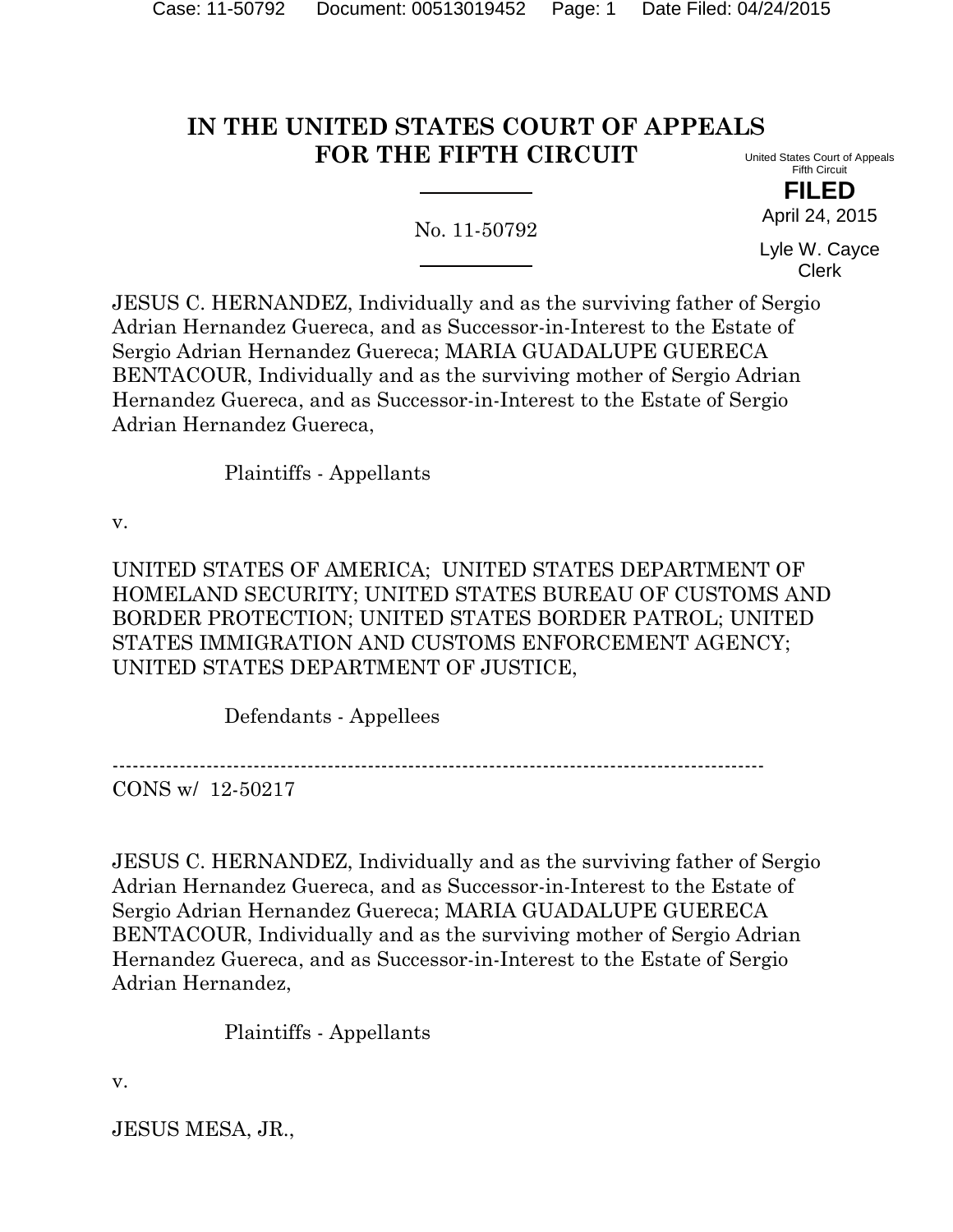# IN THE UNITED STATES COURT OF APPEALS FOR THE FIFTH CIRCUIT

United States Court of Appeals
Fifth Circuit

**FILED**

April 24, 2015

Lyle W. Cayce
Clerk

No. 11-50792

JESUS C. HERNANDEZ, Individually and as the surviving father of Sergio Adrian Hernandez Guereca, and as Successor-in-Interest to the Estate of Sergio Adrian Hernandez Guereca; MARIA GUADALUPE GUERECA BENTACOUR, Individually and as the surviving mother of Sergio Adrian Hernandez Guereca, and as Successor-in-Interest to the Estate of Sergio Adrian Hernandez Guereca,

Plaintiffs - Appellants

v.

UNITED STATES OF AMERICA; UNITED STATES DEPARTMENT OF HOMELAND SECURITY; UNITED STATES BUREAU OF CUSTOMS AND BORDER PROTECTION; UNITED STATES BORDER PATROL; UNITED STATES IMMIGRATION AND CUSTOMS ENFORCEMENT AGENCY; UNITED STATES DEPARTMENT OF JUSTICE,

Defendants - Appellees

---

CONS w/ 12-50217

JESUS C. HERNANDEZ, Individually and as the surviving father of Sergio Adrian Hernandez Guereca, and as Successor-in-Interest to the Estate of Sergio Adrian Hernandez Guereca; MARIA GUADALUPE GUERECA BENTACOUR, Individually and as the surviving mother of Sergio Adrian Hernandez Guereca, and as Successor-in-Interest to the Estate of Sergio Adrian Hernandez,

Plaintiffs - Appellants

v.

JESUS MESA, JR.,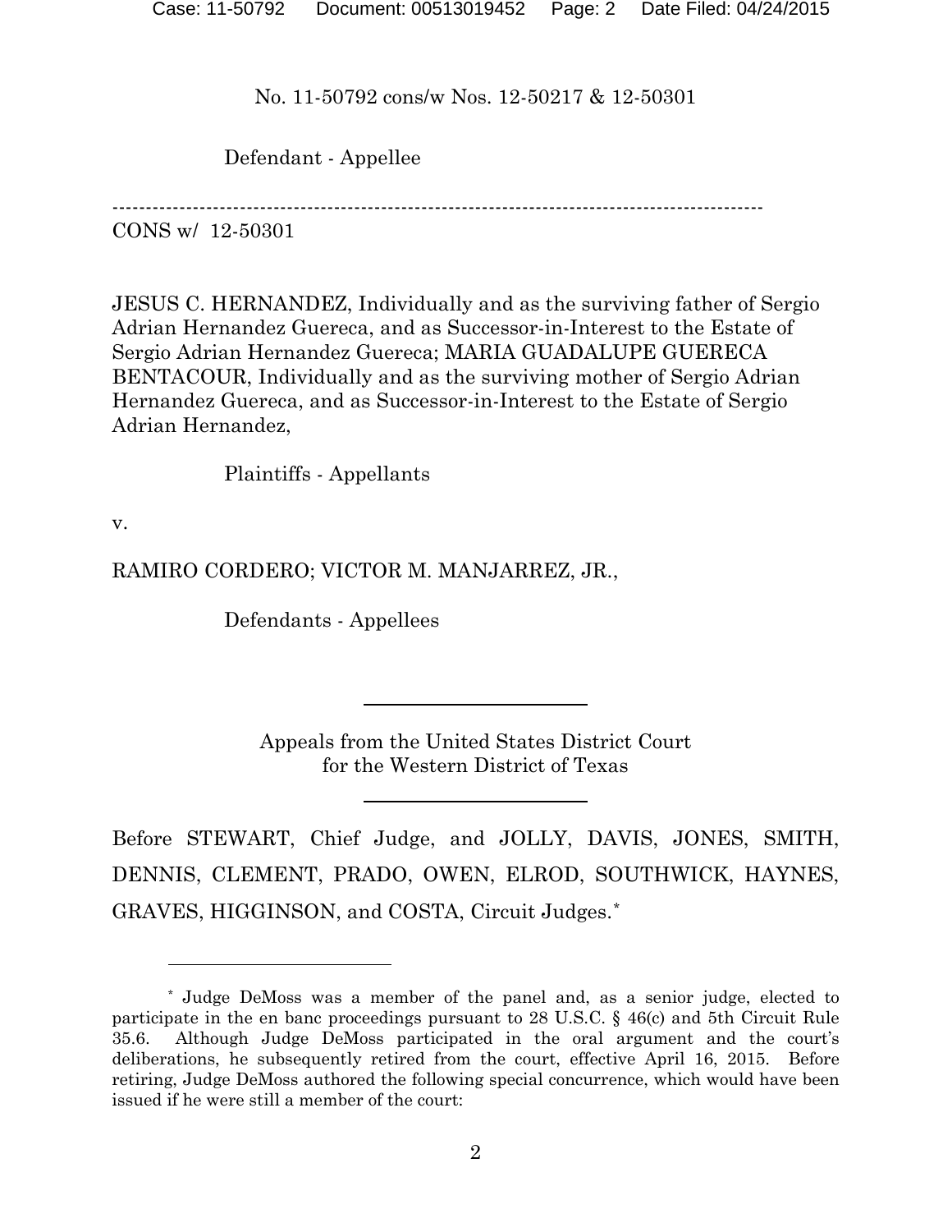No. 11-50792 cons/w Nos. 12-50217 & 12-50301

Defendant - Appellee

---

CONS w/ 12-50301

JESUS C. HERNANDEZ, Individually and as the surviving father of Sergio Adrian Hernandez Guereca, and as Successor-in-Interest to the Estate of Sergio Adrian Hernandez Guereca; MARIA GUADALUPE GUERECA BENTACOUR, Individually and as the surviving mother of Sergio Adrian Hernandez Guereca, and as Successor-in-Interest to the Estate of Sergio Adrian Hernandez,

Plaintiffs - Appellants

v.

RAMIRO CORDERO; VICTOR M. MANJARREZ, JR.,

Defendants - Appellees

Appeals from the United States District Court for the Western District of Texas

Before STEWART, Chief Judge, and JOLLY, DAVIS, JONES, SMITH, DENNIS, CLEMENT, PRADO, OWEN, ELROD, SOUTHWICK, HAYNES, GRAVES, HIGGINSON, and COSTA, Circuit Judges.*

\* Judge DeMoss was a member of the panel and, as a senior judge, elected to participate in the en banc proceedings pursuant to 28 U.S.C. § 46(c) and 5th Circuit Rule 35.6. Although Judge DeMoss participated in the oral argument and the court's deliberations, he subsequently retired from the court, effective April 16, 2015. Before retiring, Judge DeMoss authored the following special concurrence, which would have been issued if he were still a member of the court: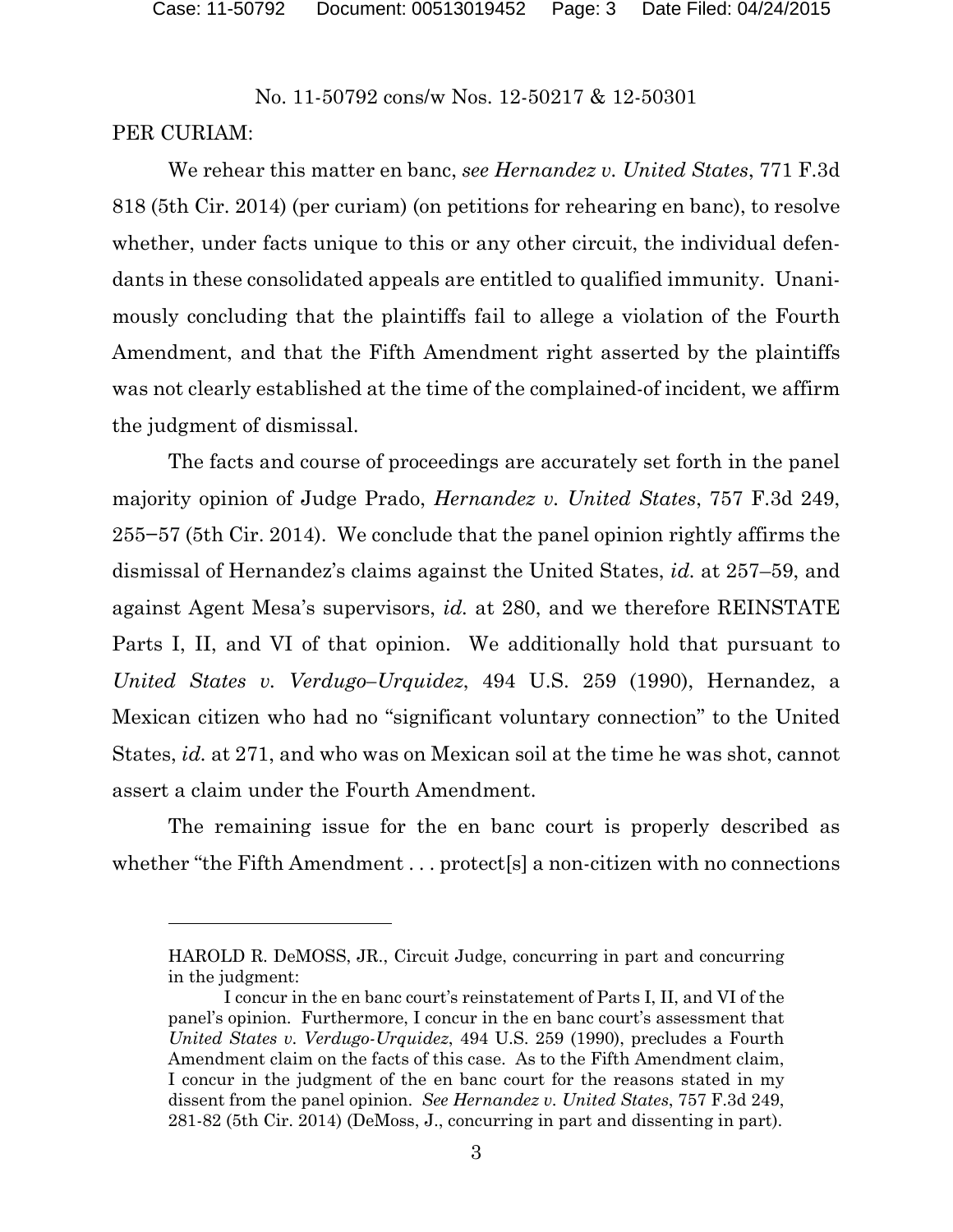No. 11-50792 cons/w Nos. 12-50217 & 12-50301

PER CURIAM:

We rehear this matter en banc, *see Hernandez v. United States*, 771 F.3d 818 (5th Cir. 2014) (per curiam) (on petitions for rehearing en banc), to resolve whether, under facts unique to this or any other circuit, the individual defendants in these consolidated appeals are entitled to qualified immunity. Unanimously concluding that the plaintiffs fail to allege a violation of the Fourth Amendment, and that the Fifth Amendment right asserted by the plaintiffs was not clearly established at the time of the complained-of incident, we affirm the judgment of dismissal.

The facts and course of proceedings are accurately set forth in the panel majority opinion of Judge Prado, *Hernandez v. United States*, 757 F.3d 249, 255−57 (5th Cir. 2014). We conclude that the panel opinion rightly affirms the dismissal of Hernandez's claims against the United States, *id.* at 257–59, and against Agent Mesa's supervisors, *id.* at 280, and we therefore REINSTATE Parts I, II, and VI of that opinion. We additionally hold that pursuant to *United States v. Verdugo–Urquidez*, 494 U.S. 259 (1990), Hernandez, a Mexican citizen who had no "significant voluntary connection" to the United States, *id.* at 271, and who was on Mexican soil at the time he was shot, cannot assert a claim under the Fourth Amendment.

The remaining issue for the en banc court is properly described as whether "the Fifth Amendment . . . protect[s] a non-citizen with no connections

---

HAROLD R. DeMOSS, JR., Circuit Judge, concurring in part and concurring in the judgment:

I concur in the en banc court's reinstatement of Parts I, II, and VI of the panel's opinion. Furthermore, I concur in the en banc court's assessment that *United States v. Verdugo-Urquidez*, 494 U.S. 259 (1990), precludes a Fourth Amendment claim on the facts of this case. As to the Fifth Amendment claim, I concur in the judgment of the en banc court for the reasons stated in my dissent from the panel opinion. *See Hernandez v. United States*, 757 F.3d 249, 281-82 (5th Cir. 2014) (DeMoss, J., concurring in part and dissenting in part).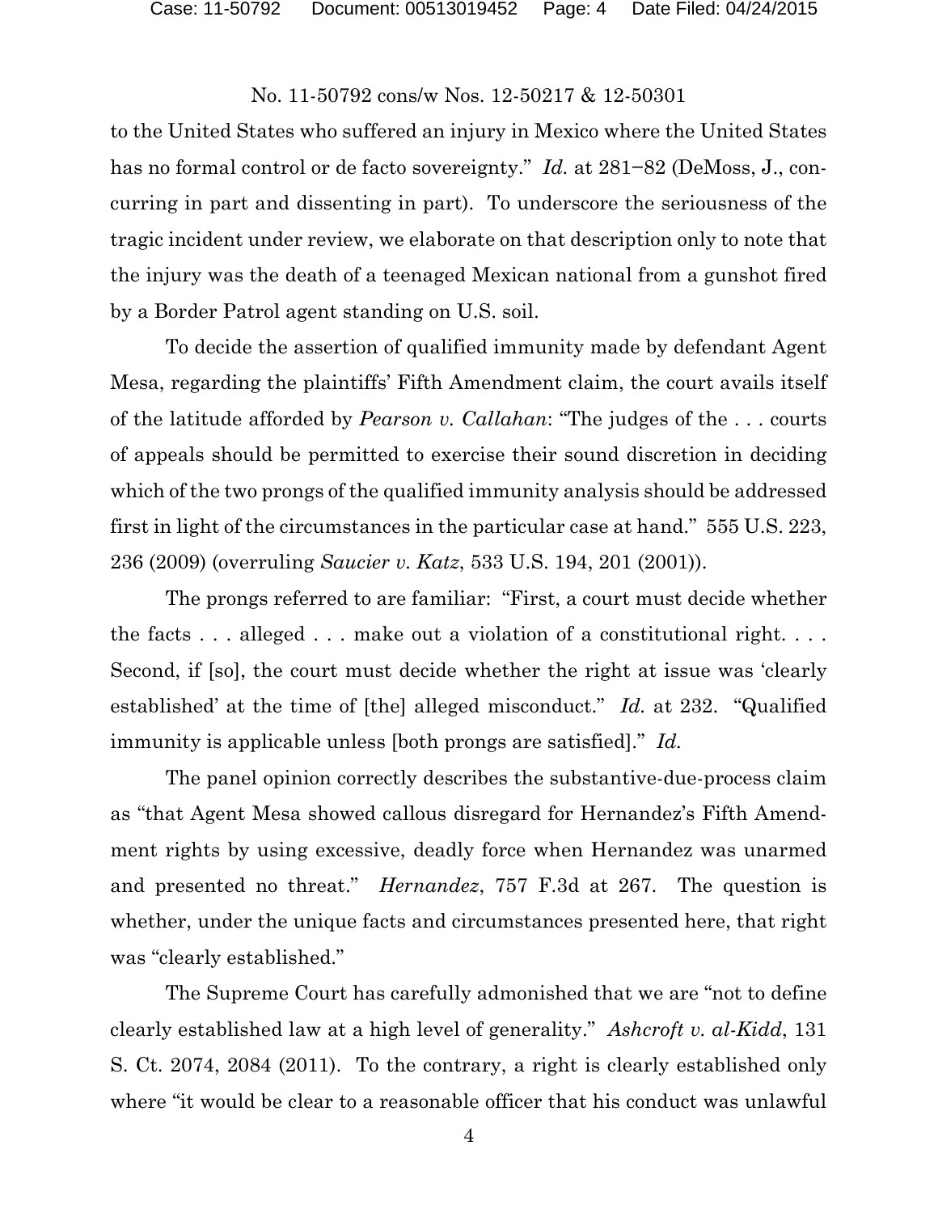to the United States who suffered an injury in Mexico where the United States has no formal control or de facto sovereignty." *Id.* at 281−82 (DeMoss, J., concurring in part and dissenting in part). To underscore the seriousness of the tragic incident under review, we elaborate on that description only to note that the injury was the death of a teenaged Mexican national from a gunshot fired by a Border Patrol agent standing on U.S. soil.

To decide the assertion of qualified immunity made by defendant Agent Mesa, regarding the plaintiffs' Fifth Amendment claim, the court avails itself of the latitude afforded by *Pearson v. Callahan*: "The judges of the . . . courts of appeals should be permitted to exercise their sound discretion in deciding which of the two prongs of the qualified immunity analysis should be addressed first in light of the circumstances in the particular case at hand." 555 U.S. 223, 236 (2009) (overruling *Saucier v. Katz*, 533 U.S. 194, 201 (2001)).

The prongs referred to are familiar: "First, a court must decide whether the facts . . . alleged . . . make out a violation of a constitutional right. . . . Second, if [so], the court must decide whether the right at issue was 'clearly established' at the time of [the] alleged misconduct." *Id.* at 232. "Qualified immunity is applicable unless [both prongs are satisfied]." *Id.*

The panel opinion correctly describes the substantive-due-process claim as "that Agent Mesa showed callous disregard for Hernandez's Fifth Amendment rights by using excessive, deadly force when Hernandez was unarmed and presented no threat." *Hernandez*, 757 F.3d at 267. The question is whether, under the unique facts and circumstances presented here, that right was "clearly established."

The Supreme Court has carefully admonished that we are "not to define clearly established law at a high level of generality." *Ashcroft v. al-Kidd*, 131 S. Ct. 2074, 2084 (2011). To the contrary, a right is clearly established only where "it would be clear to a reasonable officer that his conduct was unlawful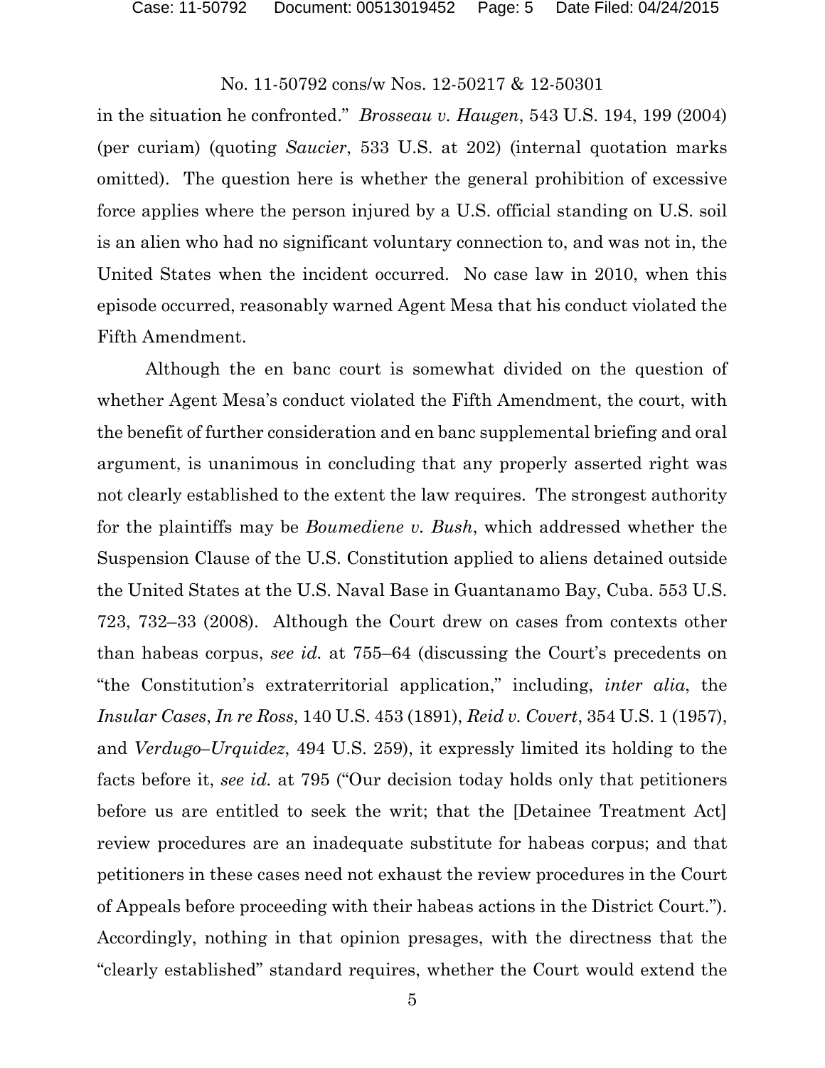in the situation he confronted." *Brosseau v. Haugen*, 543 U.S. 194, 199 (2004) (per curiam) (quoting *Saucier*, 533 U.S. at 202) (internal quotation marks omitted). The question here is whether the general prohibition of excessive force applies where the person injured by a U.S. official standing on U.S. soil is an alien who had no significant voluntary connection to, and was not in, the United States when the incident occurred. No case law in 2010, when this episode occurred, reasonably warned Agent Mesa that his conduct violated the Fifth Amendment.

Although the en banc court is somewhat divided on the question of whether Agent Mesa's conduct violated the Fifth Amendment, the court, with the benefit of further consideration and en banc supplemental briefing and oral argument, is unanimous in concluding that any properly asserted right was not clearly established to the extent the law requires. The strongest authority for the plaintiffs may be *Boumediene v. Bush*, which addressed whether the Suspension Clause of the U.S. Constitution applied to aliens detained outside the United States at the U.S. Naval Base in Guantanamo Bay, Cuba. 553 U.S. 723, 732–33 (2008). Although the Court drew on cases from contexts other than habeas corpus, *see id.* at 755–64 (discussing the Court's precedents on "the Constitution's extraterritorial application," including, *inter alia*, the *Insular Cases*, *In re Ross*, 140 U.S. 453 (1891), *Reid v. Covert*, 354 U.S. 1 (1957), and *Verdugo–Urquidez*, 494 U.S. 259), it expressly limited its holding to the facts before it, *see id.* at 795 ("Our decision today holds only that petitioners before us are entitled to seek the writ; that the [Detainee Treatment Act] review procedures are an inadequate substitute for habeas corpus; and that petitioners in these cases need not exhaust the review procedures in the Court of Appeals before proceeding with their habeas actions in the District Court."). Accordingly, nothing in that opinion presages, with the directness that the "clearly established" standard requires, whether the Court would extend the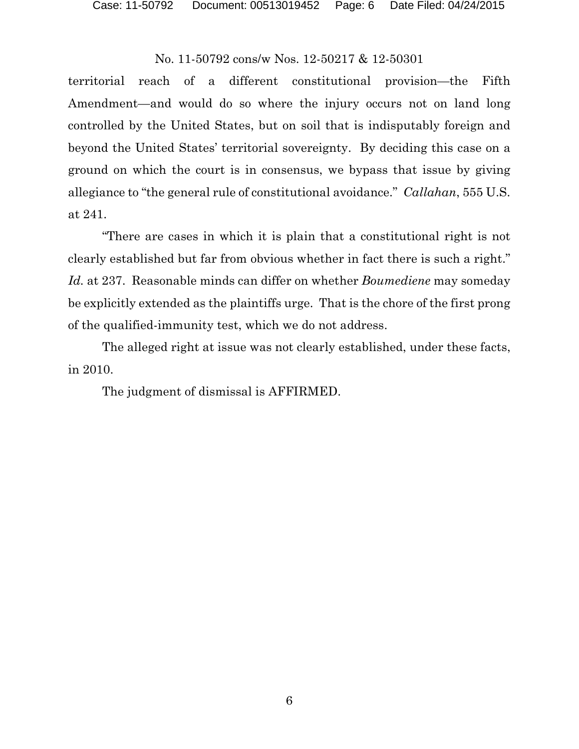territorial reach of a different constitutional provision—the Fifth Amendment—and would do so where the injury occurs not on land long controlled by the United States, but on soil that is indisputably foreign and beyond the United States' territorial sovereignty. By deciding this case on a ground on which the court is in consensus, we bypass that issue by giving allegiance to "the general rule of constitutional avoidance." *Callahan*, 555 U.S. at 241.

"There are cases in which it is plain that a constitutional right is not clearly established but far from obvious whether in fact there is such a right." *Id.* at 237. Reasonable minds can differ on whether *Boumediene* may someday be explicitly extended as the plaintiffs urge. That is the chore of the first prong of the qualified-immunity test, which we do not address.

The alleged right at issue was not clearly established, under these facts, in 2010.

The judgment of dismissal is AFFIRMED.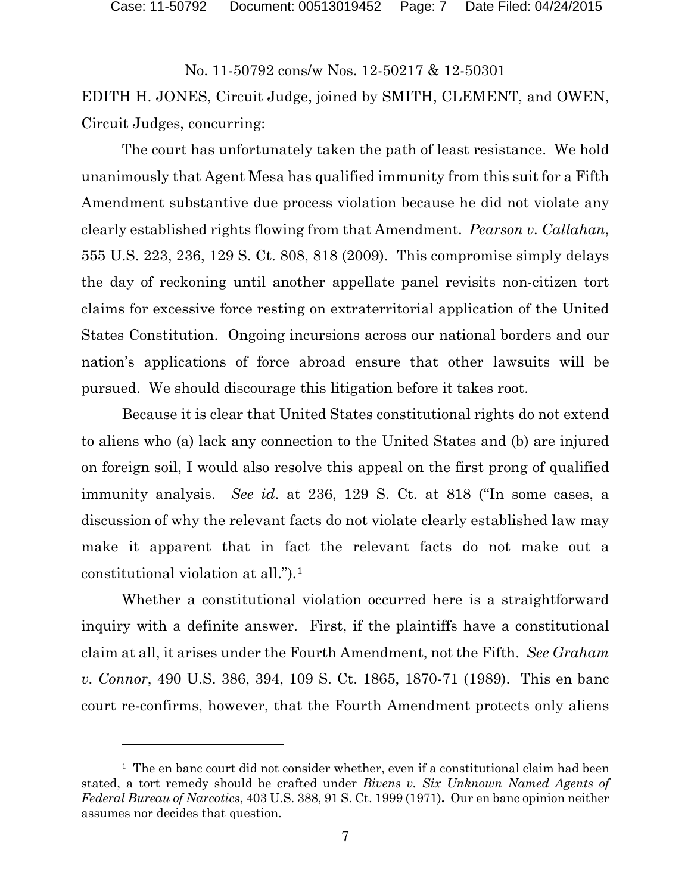No. 11-50792 cons/w Nos. 12-50217 & 12-50301

EDITH H. JONES, Circuit Judge, joined by SMITH, CLEMENT, and OWEN, Circuit Judges, concurring:

The court has unfortunately taken the path of least resistance. We hold unanimously that Agent Mesa has qualified immunity from this suit for a Fifth Amendment substantive due process violation because he did not violate any clearly established rights flowing from that Amendment. *Pearson v. Callahan*, 555 U.S. 223, 236, 129 S. Ct. 808, 818 (2009). This compromise simply delays the day of reckoning until another appellate panel revisits non-citizen tort claims for excessive force resting on extraterritorial application of the United States Constitution. Ongoing incursions across our national borders and our nation's applications of force abroad ensure that other lawsuits will be pursued. We should discourage this litigation before it takes root.

Because it is clear that United States constitutional rights do not extend to aliens who (a) lack any connection to the United States and (b) are injured on foreign soil, I would also resolve this appeal on the first prong of qualified immunity analysis. *See id*. at 236, 129 S. Ct. at 818 ("In some cases, a discussion of why the relevant facts do not violate clearly established law may make it apparent that in fact the relevant facts do not make out a constitutional violation at all.").[1]

Whether a constitutional violation occurred here is a straightforward inquiry with a definite answer. First, if the plaintiffs have a constitutional claim at all, it arises under the Fourth Amendment, not the Fifth. *See Graham v. Connor*, 490 U.S. 386, 394, 109 S. Ct. 1865, 1870-71 (1989). This en banc court re-confirms, however, that the Fourth Amendment protects only aliens

[1] The en banc court did not consider whether, even if a constitutional claim had been stated, a tort remedy should be crafted under *Bivens v. Six Unknown Named Agents of Federal Bureau of Narcotics*, 403 U.S. 388, 91 S. Ct. 1999 (1971). Our en banc opinion neither assumes nor decides that question.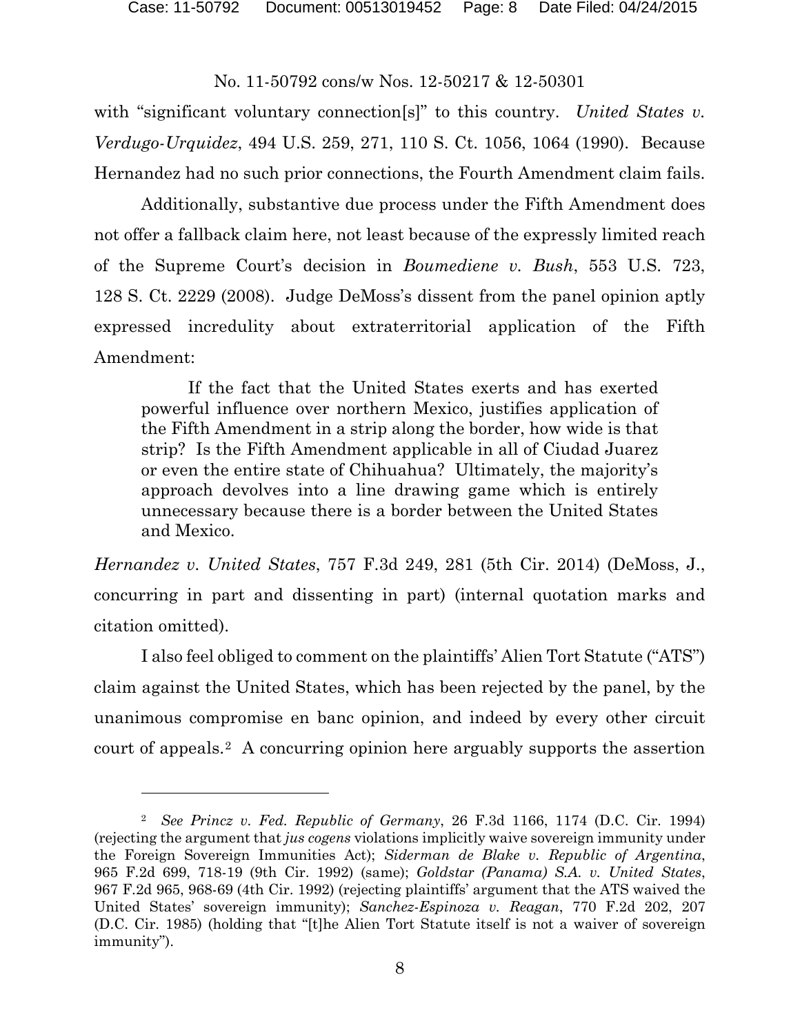with "significant voluntary connection[s]" to this country. *United States v. Verdugo-Urquidez*, 494 U.S. 259, 271, 110 S. Ct. 1056, 1064 (1990). Because Hernandez had no such prior connections, the Fourth Amendment claim fails.

Additionally, substantive due process under the Fifth Amendment does not offer a fallback claim here, not least because of the expressly limited reach of the Supreme Court's decision in *Boumediene v. Bush*, 553 U.S. 723, 128 S. Ct. 2229 (2008). Judge DeMoss's dissent from the panel opinion aptly expressed incredulity about extraterritorial application of the Fifth Amendment:

> If the fact that the United States exerts and has exerted powerful influence over northern Mexico, justifies application of the Fifth Amendment in a strip along the border, how wide is that strip? Is the Fifth Amendment applicable in all of Ciudad Juarez or even the entire state of Chihuahua? Ultimately, the majority's approach devolves into a line drawing game which is entirely unnecessary because there is a border between the United States and Mexico.

*Hernandez v. United States*, 757 F.3d 249, 281 (5th Cir. 2014) (DeMoss, J., concurring in part and dissenting in part) (internal quotation marks and citation omitted).

I also feel obliged to comment on the plaintiffs' Alien Tort Statute ("ATS") claim against the United States, which has been rejected by the panel, by the unanimous compromise en banc opinion, and indeed by every other circuit court of appeals.[2] A concurring opinion here arguably supports the assertion

---

[2] *See Princz v. Fed. Republic of Germany*, 26 F.3d 1166, 1174 (D.C. Cir. 1994) (rejecting the argument that *jus cogens* violations implicitly waive sovereign immunity under the Foreign Sovereign Immunities Act); *Siderman de Blake v. Republic of Argentina*, 965 F.2d 699, 718-19 (9th Cir. 1992) (same); *Goldstar (Panama) S.A. v. United States*, 967 F.2d 965, 968-69 (4th Cir. 1992) (rejecting plaintiffs' argument that the ATS waived the United States' sovereign immunity); *Sanchez-Espinoza v. Reagan*, 770 F.2d 202, 207 (D.C. Cir. 1985) (holding that "[t]he Alien Tort Statute itself is not a waiver of sovereign immunity").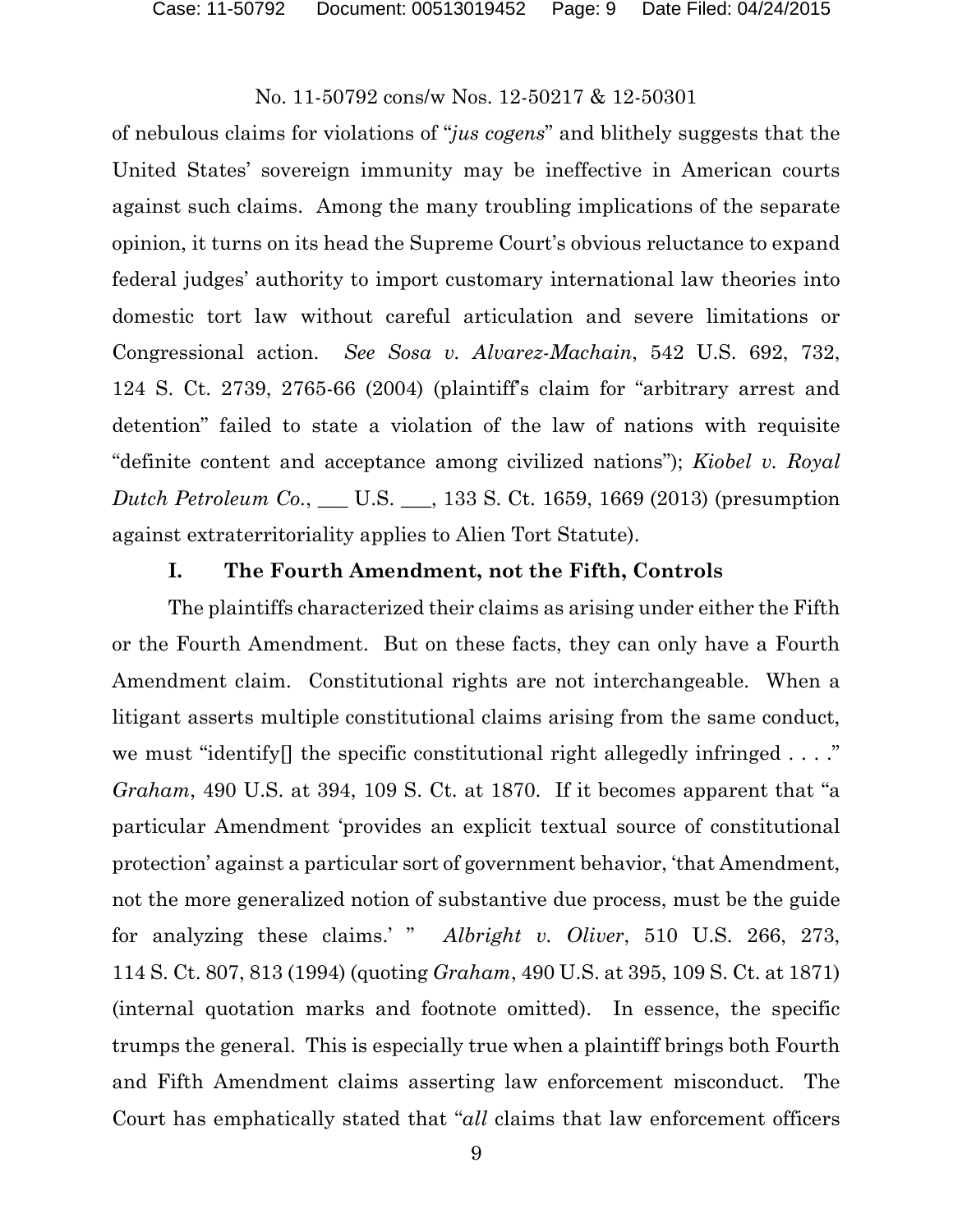of nebulous claims for violations of "*jus cogens*" and blithely suggests that the United States' sovereign immunity may be ineffective in American courts against such claims. Among the many troubling implications of the separate opinion, it turns on its head the Supreme Court's obvious reluctance to expand federal judges' authority to import customary international law theories into domestic tort law without careful articulation and severe limitations or Congressional action. *See Sosa v. Alvarez-Machain*, 542 U.S. 692, 732, 124 S. Ct. 2739, 2765-66 (2004) (plaintiff's claim for "arbitrary arrest and detention" failed to state a violation of the law of nations with requisite "definite content and acceptance among civilized nations"); *Kiobel v. Royal Dutch Petroleum Co.*, ___ U.S. ___, 133 S. Ct. 1659, 1669 (2013) (presumption against extraterritoriality applies to Alien Tort Statute).

## I. The Fourth Amendment, not the Fifth, Controls

The plaintiffs characterized their claims as arising under either the Fifth or the Fourth Amendment. But on these facts, they can only have a Fourth Amendment claim. Constitutional rights are not interchangeable. When a litigant asserts multiple constitutional claims arising from the same conduct, we must "identify[] the specific constitutional right allegedly infringed . . . ." *Graham*, 490 U.S. at 394, 109 S. Ct. at 1870. If it becomes apparent that "a particular Amendment 'provides an explicit textual source of constitutional protection' against a particular sort of government behavior, 'that Amendment, not the more generalized notion of substantive due process, must be the guide for analyzing these claims.' " *Albright v. Oliver*, 510 U.S. 266, 273, 114 S. Ct. 807, 813 (1994) (quoting *Graham*, 490 U.S. at 395, 109 S. Ct. at 1871) (internal quotation marks and footnote omitted). In essence, the specific trumps the general. This is especially true when a plaintiff brings both Fourth and Fifth Amendment claims asserting law enforcement misconduct. The Court has emphatically stated that "*all* claims that law enforcement officers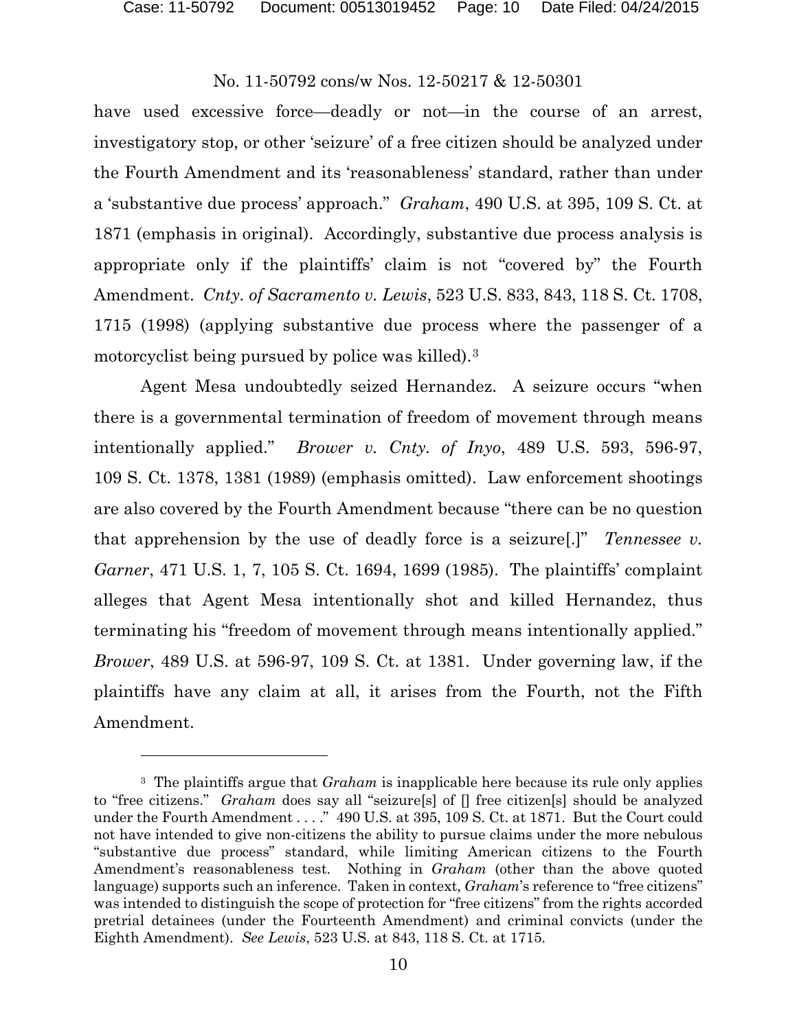have used excessive force—deadly or not—in the course of an arrest, investigatory stop, or other 'seizure' of a free citizen should be analyzed under the Fourth Amendment and its 'reasonableness' standard, rather than under a 'substantive due process' approach." *Graham*, 490 U.S. at 395, 109 S. Ct. at 1871 (emphasis in original). Accordingly, substantive due process analysis is appropriate only if the plaintiffs' claim is not "covered by" the Fourth Amendment. *Cnty. of Sacramento v. Lewis*, 523 U.S. 833, 843, 118 S. Ct. 1708, 1715 (1998) (applying substantive due process where the passenger of a motorcyclist being pursued by police was killed).[3]

Agent Mesa undoubtedly seized Hernandez. A seizure occurs "when there is a governmental termination of freedom of movement through means intentionally applied." *Brower v. Cnty. of Inyo*, 489 U.S. 593, 596-97, 109 S. Ct. 1378, 1381 (1989) (emphasis omitted). Law enforcement shootings are also covered by the Fourth Amendment because "there can be no question that apprehension by the use of deadly force is a seizure[.]" *Tennessee v. Garner*, 471 U.S. 1, 7, 105 S. Ct. 1694, 1699 (1985). The plaintiffs' complaint alleges that Agent Mesa intentionally shot and killed Hernandez, thus terminating his "freedom of movement through means intentionally applied." *Brower*, 489 U.S. at 596-97, 109 S. Ct. at 1381. Under governing law, if the plaintiffs have any claim at all, it arises from the Fourth, not the Fifth Amendment.

---

[3] The plaintiffs argue that *Graham* is inapplicable here because its rule only applies to "free citizens." *Graham* does say all "seizure[s] of [] free citizen[s] should be analyzed under the Fourth Amendment . . . ." 490 U.S. at 395, 109 S. Ct. at 1871. But the Court could not have intended to give non-citizens the ability to pursue claims under the more nebulous "substantive due process" standard, while limiting American citizens to the Fourth Amendment's reasonableness test. Nothing in *Graham* (other than the above quoted language) supports such an inference. Taken in context, *Graham*'s reference to "free citizens" was intended to distinguish the scope of protection for "free citizens" from the rights accorded pretrial detainees (under the Fourteenth Amendment) and criminal convicts (under the Eighth Amendment). *See Lewis*, 523 U.S. at 843, 118 S. Ct. at 1715.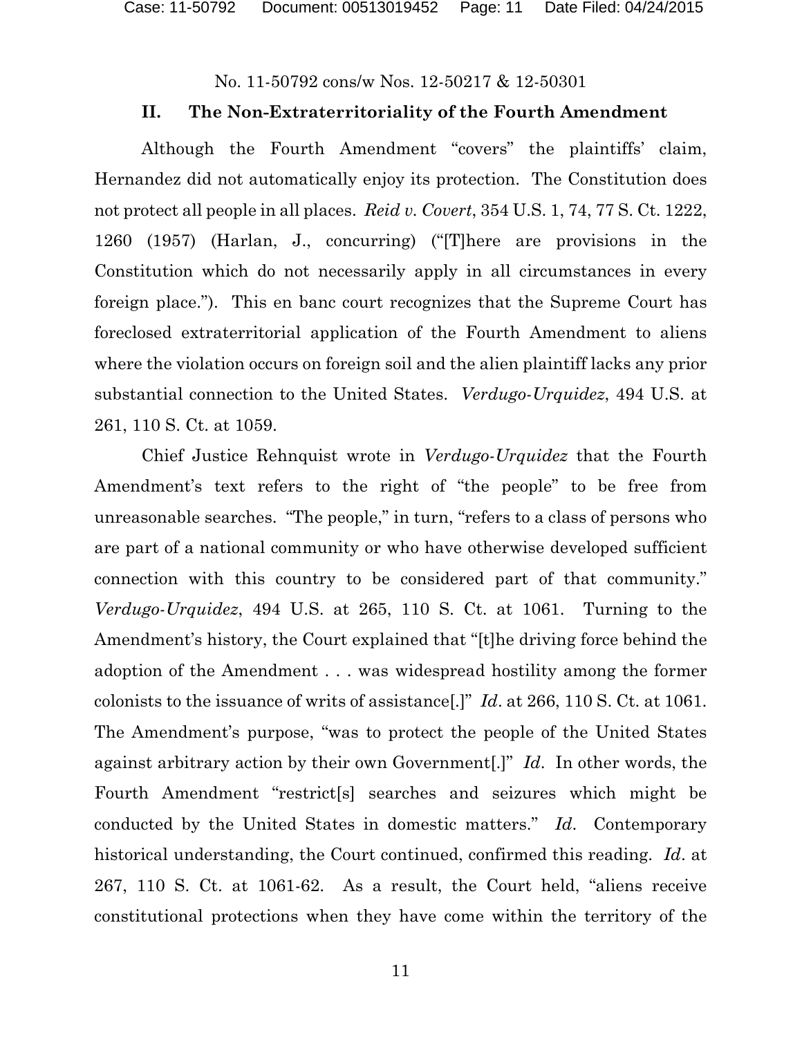## II. The Non-Extraterritoriality of the Fourth Amendment

Although the Fourth Amendment "covers" the plaintiffs' claim, Hernandez did not automatically enjoy its protection. The Constitution does not protect all people in all places. *Reid v. Covert*, 354 U.S. 1, 74, 77 S. Ct. 1222, 1260 (1957) (Harlan, J., concurring) ("[T]here are provisions in the Constitution which do not necessarily apply in all circumstances in every foreign place."). This en banc court recognizes that the Supreme Court has foreclosed extraterritorial application of the Fourth Amendment to aliens where the violation occurs on foreign soil and the alien plaintiff lacks any prior substantial connection to the United States. *Verdugo-Urquidez*, 494 U.S. at 261, 110 S. Ct. at 1059.

Chief Justice Rehnquist wrote in *Verdugo-Urquidez* that the Fourth Amendment's text refers to the right of "the people" to be free from unreasonable searches. "The people," in turn, "refers to a class of persons who are part of a national community or who have otherwise developed sufficient connection with this country to be considered part of that community." *Verdugo-Urquidez*, 494 U.S. at 265, 110 S. Ct. at 1061. Turning to the Amendment's history, the Court explained that "[t]he driving force behind the adoption of the Amendment . . . was widespread hostility among the former colonists to the issuance of writs of assistance[.]" *Id*. at 266, 110 S. Ct. at 1061. The Amendment's purpose, "was to protect the people of the United States against arbitrary action by their own Government[.]" *Id*. In other words, the Fourth Amendment "restrict[s] searches and seizures which might be conducted by the United States in domestic matters." *Id*. Contemporary historical understanding, the Court continued, confirmed this reading. *Id*. at 267, 110 S. Ct. at 1061-62. As a result, the Court held, "aliens receive constitutional protections when they have come within the territory of the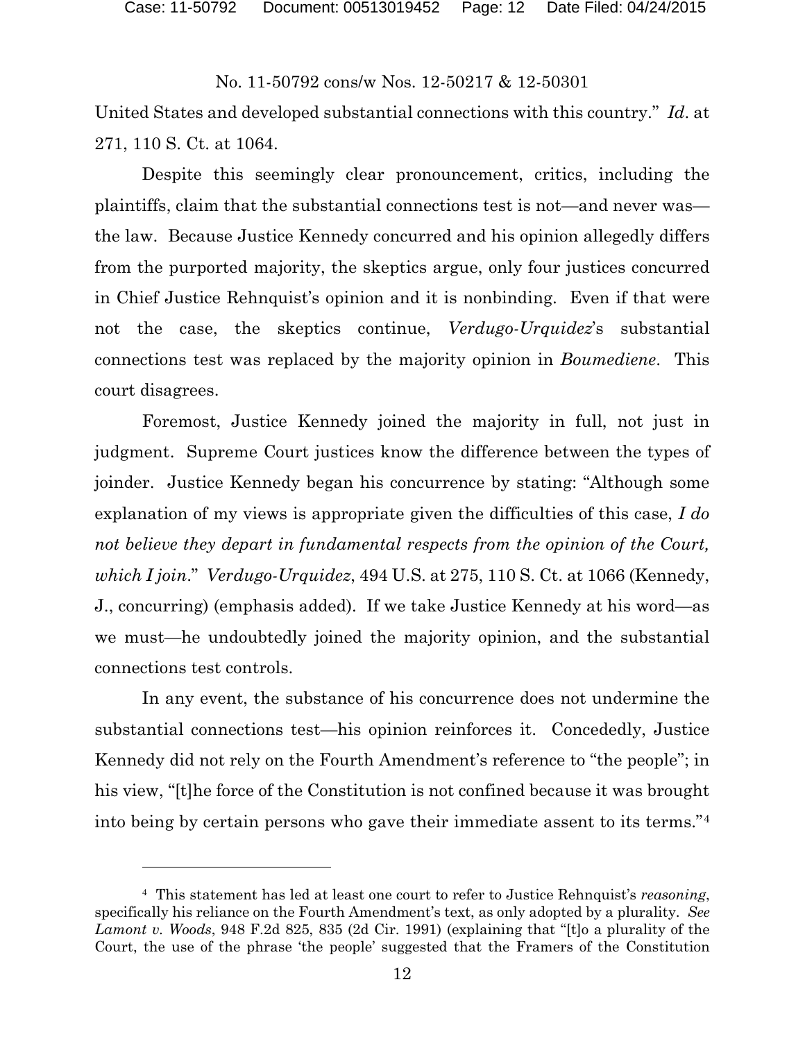United States and developed substantial connections with this country." *Id*. at 271, 110 S. Ct. at 1064.

Despite this seemingly clear pronouncement, critics, including the plaintiffs, claim that the substantial connections test is not—and never was—the law. Because Justice Kennedy concurred and his opinion allegedly differs from the purported majority, the skeptics argue, only four justices concurred in Chief Justice Rehnquist's opinion and it is nonbinding. Even if that were not the case, the skeptics continue, *Verdugo-Urquidez*'s substantial connections test was replaced by the majority opinion in *Boumediene*. This court disagrees.

Foremost, Justice Kennedy joined the majority in full, not just in judgment. Supreme Court justices know the difference between the types of joinder. Justice Kennedy began his concurrence by stating: "Although some explanation of my views is appropriate given the difficulties of this case, *I do not believe they depart in fundamental respects from the opinion of the Court, which I join*." *Verdugo-Urquidez*, 494 U.S. at 275, 110 S. Ct. at 1066 (Kennedy, J., concurring) (emphasis added). If we take Justice Kennedy at his word—as we must—he undoubtedly joined the majority opinion, and the substantial connections test controls.

In any event, the substance of his concurrence does not undermine the substantial connections test—his opinion reinforces it. Concededly, Justice Kennedy did not rely on the Fourth Amendment's reference to "the people"; in his view, "[t]he force of the Constitution is not confined because it was brought into being by certain persons who gave their immediate assent to its terms."[4]

[4] This statement has led at least one court to refer to Justice Rehnquist's *reasoning*, specifically his reliance on the Fourth Amendment's text, as only adopted by a plurality. *See Lamont v. Woods*, 948 F.2d 825, 835 (2d Cir. 1991) (explaining that "[t]o a plurality of the Court, the use of the phrase 'the people' suggested that the Framers of the Constitution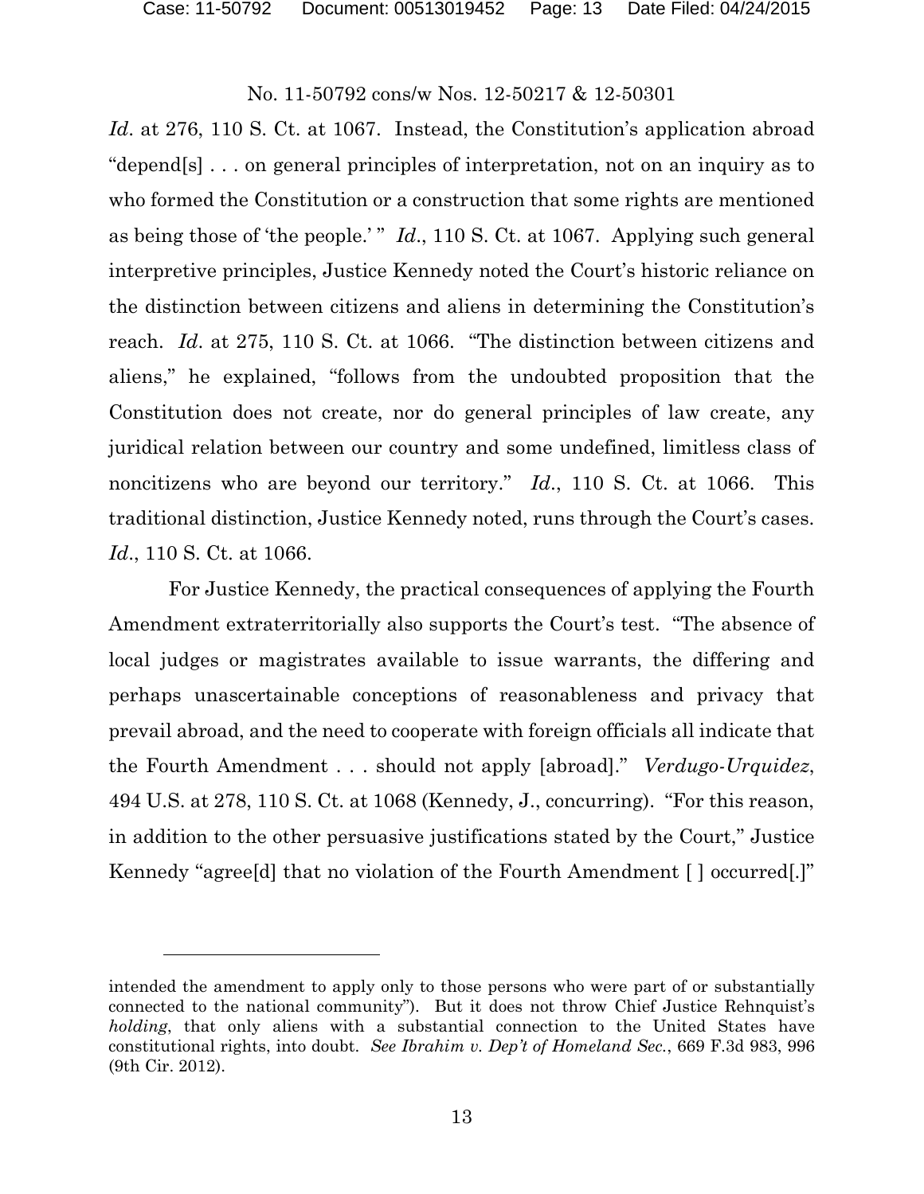*Id*. at 276, 110 S. Ct. at 1067. Instead, the Constitution's application abroad "depend[s] . . . on general principles of interpretation, not on an inquiry as to who formed the Constitution or a construction that some rights are mentioned as being those of 'the people.' " *Id*., 110 S. Ct. at 1067. Applying such general interpretive principles, Justice Kennedy noted the Court's historic reliance on the distinction between citizens and aliens in determining the Constitution's reach. *Id*. at 275, 110 S. Ct. at 1066. "The distinction between citizens and aliens," he explained, "follows from the undoubted proposition that the Constitution does not create, nor do general principles of law create, any juridical relation between our country and some undefined, limitless class of noncitizens who are beyond our territory." *Id*., 110 S. Ct. at 1066. This traditional distinction, Justice Kennedy noted, runs through the Court's cases. *Id*., 110 S. Ct. at 1066.

For Justice Kennedy, the practical consequences of applying the Fourth Amendment extraterritorially also supports the Court's test. "The absence of local judges or magistrates available to issue warrants, the differing and perhaps unascertainable conceptions of reasonableness and privacy that prevail abroad, and the need to cooperate with foreign officials all indicate that the Fourth Amendment . . . should not apply [abroad]." *Verdugo-Urquidez*, 494 U.S. at 278, 110 S. Ct. at 1068 (Kennedy, J., concurring). "For this reason, in addition to the other persuasive justifications stated by the Court," Justice Kennedy "agree[d] that no violation of the Fourth Amendment [ ] occurred[.]"

---

intended the amendment to apply only to those persons who were part of or substantially connected to the national community"). But it does not throw Chief Justice Rehnquist's *holding*, that only aliens with a substantial connection to the United States have constitutional rights, into doubt. *See Ibrahim v. Dep't of Homeland Sec.*, 669 F.3d 983, 996 (9th Cir. 2012).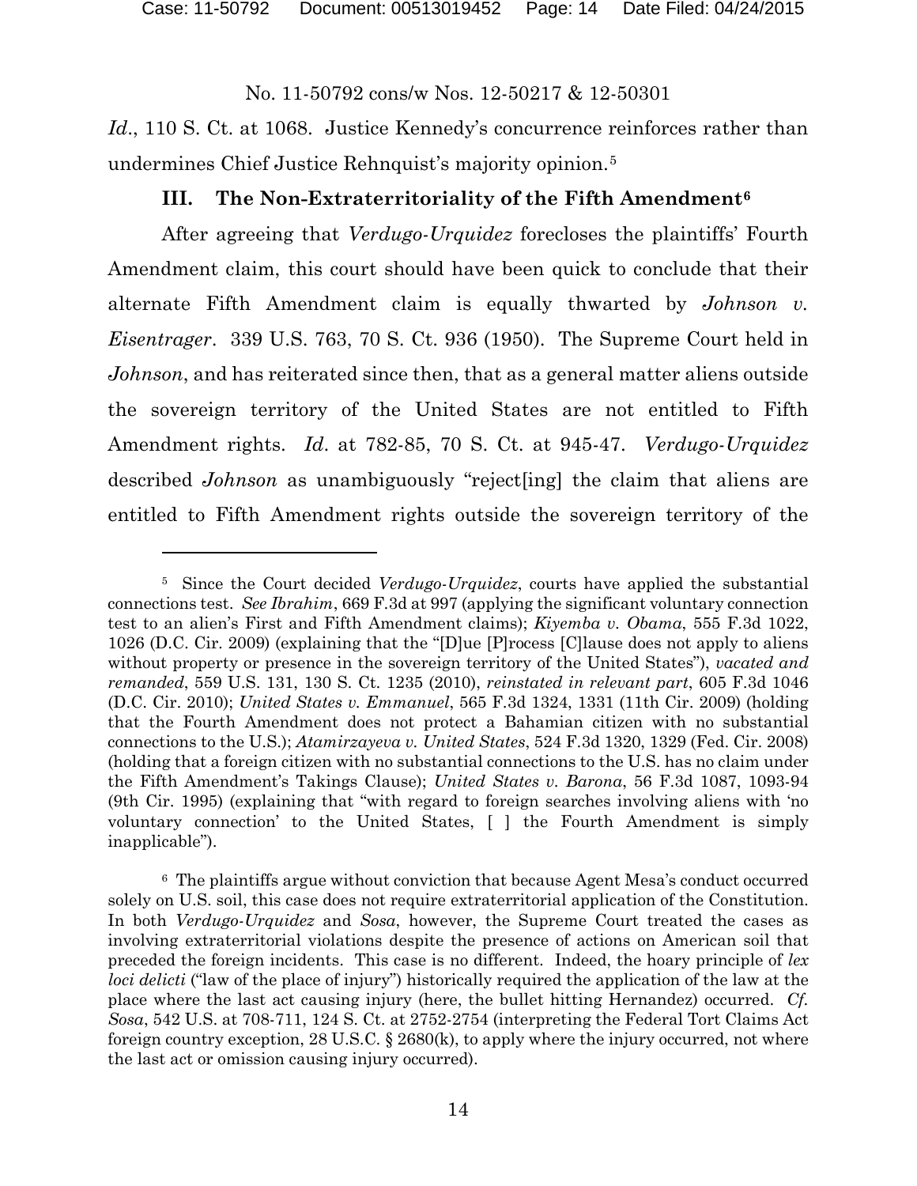*Id*., 110 S. Ct. at 1068. Justice Kennedy's concurrence reinforces rather than undermines Chief Justice Rehnquist's majority opinion.[5]

### III. The Non-Extraterritoriality of the Fifth Amendment[6]

After agreeing that *Verdugo-Urquidez* forecloses the plaintiffs' Fourth Amendment claim, this court should have been quick to conclude that their alternate Fifth Amendment claim is equally thwarted by *Johnson v. Eisentrager*. 339 U.S. 763, 70 S. Ct. 936 (1950). The Supreme Court held in *Johnson*, and has reiterated since then, that as a general matter aliens outside the sovereign territory of the United States are not entitled to Fifth Amendment rights. *Id*. at 782-85, 70 S. Ct. at 945-47. *Verdugo-Urquidez* described *Johnson* as unambiguously "reject[ing] the claim that aliens are entitled to Fifth Amendment rights outside the sovereign territory of the

---

[5] Since the Court decided *Verdugo-Urquidez*, courts have applied the substantial connections test. *See Ibrahim*, 669 F.3d at 997 (applying the significant voluntary connection test to an alien's First and Fifth Amendment claims); *Kiyemba v. Obama*, 555 F.3d 1022, 1026 (D.C. Cir. 2009) (explaining that the "[D]ue [P]rocess [C]lause does not apply to aliens without property or presence in the sovereign territory of the United States"), *vacated and remanded*, 559 U.S. 131, 130 S. Ct. 1235 (2010), *reinstated in relevant part*, 605 F.3d 1046 (D.C. Cir. 2010); *United States v. Emmanuel*, 565 F.3d 1324, 1331 (11th Cir. 2009) (holding that the Fourth Amendment does not protect a Bahamian citizen with no substantial connections to the U.S.); *Atamirzayeva v. United States*, 524 F.3d 1320, 1329 (Fed. Cir. 2008) (holding that a foreign citizen with no substantial connections to the U.S. has no claim under the Fifth Amendment's Takings Clause); *United States v. Barona*, 56 F.3d 1087, 1093-94 (9th Cir. 1995) (explaining that "with regard to foreign searches involving aliens with 'no voluntary connection' to the United States, [ ] the Fourth Amendment is simply inapplicable").

[6] The plaintiffs argue without conviction that because Agent Mesa's conduct occurred solely on U.S. soil, this case does not require extraterritorial application of the Constitution. In both *Verdugo-Urquidez* and *Sosa*, however, the Supreme Court treated the cases as involving extraterritorial violations despite the presence of actions on American soil that preceded the foreign incidents. This case is no different. Indeed, the hoary principle of *lex loci delicti* ("law of the place of injury") historically required the application of the law at the place where the last act causing injury (here, the bullet hitting Hernandez) occurred. *Cf. Sosa*, 542 U.S. at 708-711, 124 S. Ct. at 2752-2754 (interpreting the Federal Tort Claims Act foreign country exception, 28 U.S.C. § 2680(k), to apply where the injury occurred, not where the last act or omission causing injury occurred).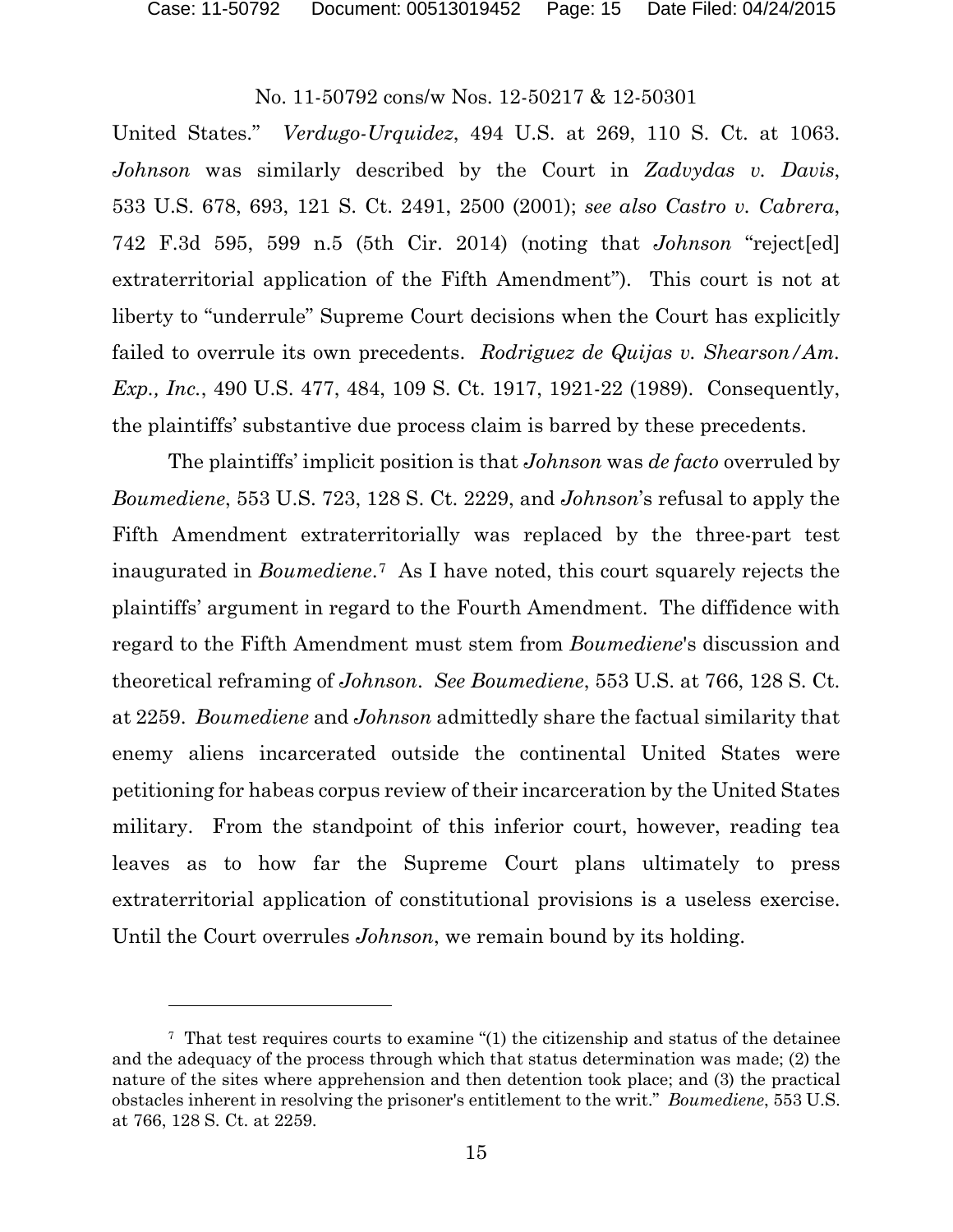United States." *Verdugo-Urquidez*, 494 U.S. at 269, 110 S. Ct. at 1063. *Johnson* was similarly described by the Court in *Zadvydas v. Davis*, 533 U.S. 678, 693, 121 S. Ct. 2491, 2500 (2001); *see also Castro v. Cabrera*, 742 F.3d 595, 599 n.5 (5th Cir. 2014) (noting that *Johnson* "reject[ed] extraterritorial application of the Fifth Amendment"). This court is not at liberty to "underrule" Supreme Court decisions when the Court has explicitly failed to overrule its own precedents. *Rodriguez de Quijas v. Shearson/Am. Exp., Inc.*, 490 U.S. 477, 484, 109 S. Ct. 1917, 1921-22 (1989). Consequently, the plaintiffs' substantive due process claim is barred by these precedents.

The plaintiffs' implicit position is that *Johnson* was *de facto* overruled by *Boumediene*, 553 U.S. 723, 128 S. Ct. 2229, and *Johnson*'s refusal to apply the Fifth Amendment extraterritorially was replaced by the three-part test inaugurated in *Boumediene*.[7] As I have noted, this court squarely rejects the plaintiffs' argument in regard to the Fourth Amendment. The diffidence with regard to the Fifth Amendment must stem from *Boumediene*'s discussion and theoretical reframing of *Johnson*. *See Boumediene*, 553 U.S. at 766, 128 S. Ct. at 2259. *Boumediene* and *Johnson* admittedly share the factual similarity that enemy aliens incarcerated outside the continental United States were petitioning for habeas corpus review of their incarceration by the United States military. From the standpoint of this inferior court, however, reading tea leaves as to how far the Supreme Court plans ultimately to press extraterritorial application of constitutional provisions is a useless exercise. Until the Court overrules *Johnson*, we remain bound by its holding.

---

[7] That test requires courts to examine "(1) the citizenship and status of the detainee and the adequacy of the process through which that status determination was made; (2) the nature of the sites where apprehension and then detention took place; and (3) the practical obstacles inherent in resolving the prisoner's entitlement to the writ." *Boumediene*, 553 U.S. at 766, 128 S. Ct. at 2259.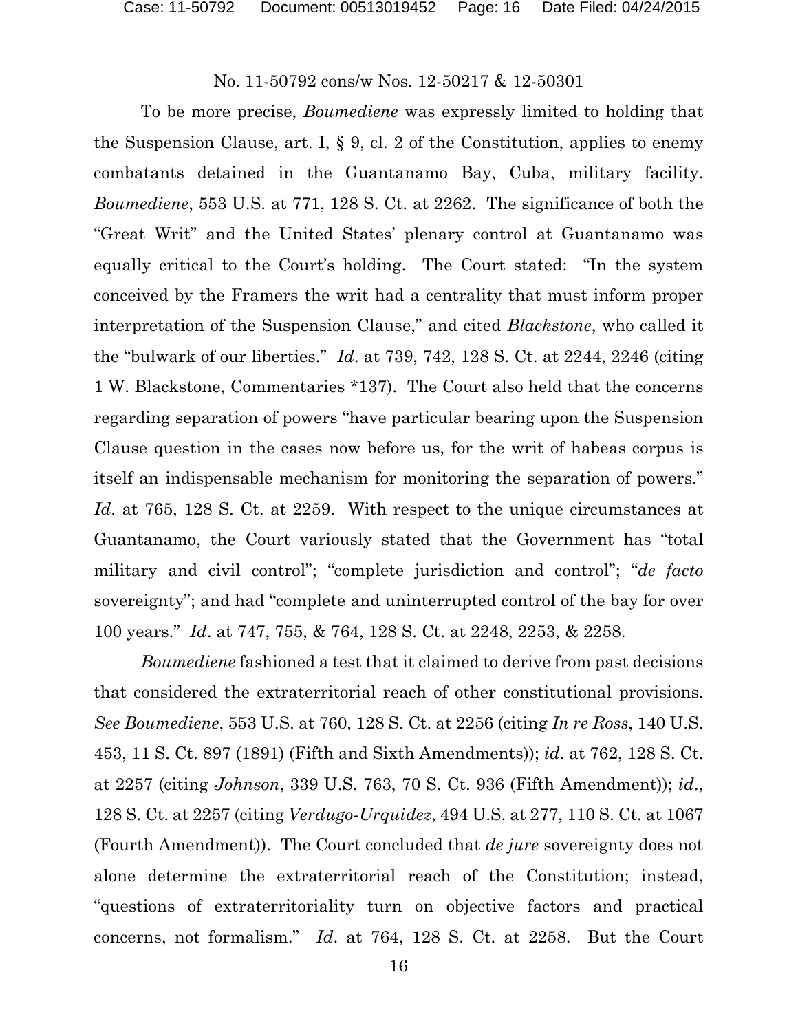To be more precise, *Boumediene* was expressly limited to holding that the Suspension Clause, art. I, § 9, cl. 2 of the Constitution, applies to enemy combatants detained in the Guantanamo Bay, Cuba, military facility. *Boumediene*, 553 U.S. at 771, 128 S. Ct. at 2262. The significance of both the "Great Writ" and the United States' plenary control at Guantanamo was equally critical to the Court's holding. The Court stated: "In the system conceived by the Framers the writ had a centrality that must inform proper interpretation of the Suspension Clause," and cited *Blackstone*, who called it the "bulwark of our liberties." *Id*. at 739, 742, 128 S. Ct. at 2244, 2246 (citing 1 W. Blackstone, Commentaries *137). The Court also held that the concerns regarding separation of powers "have particular bearing upon the Suspension Clause question in the cases now before us, for the writ of habeas corpus is itself an indispensable mechanism for monitoring the separation of powers." *Id*. at 765, 128 S. Ct. at 2259. With respect to the unique circumstances at Guantanamo, the Court variously stated that the Government has "total military and civil control"; "complete jurisdiction and control"; "*de facto* sovereignty"; and had "complete and uninterrupted control of the bay for over 100 years." *Id*. at 747, 755, & 764, 128 S. Ct. at 2248, 2253, & 2258.

*Boumediene* fashioned a test that it claimed to derive from past decisions that considered the extraterritorial reach of other constitutional provisions. *See Boumediene*, 553 U.S. at 760, 128 S. Ct. at 2256 (citing *In re Ross*, 140 U.S. 453, 11 S. Ct. 897 (1891) (Fifth and Sixth Amendments)); *id*. at 762, 128 S. Ct. at 2257 (citing *Johnson*, 339 U.S. 763, 70 S. Ct. 936 (Fifth Amendment)); *id*., 128 S. Ct. at 2257 (citing *Verdugo-Urquidez*, 494 U.S. at 277, 110 S. Ct. at 1067 (Fourth Amendment)). The Court concluded that *de jure* sovereignty does not alone determine the extraterritorial reach of the Constitution; instead, "questions of extraterritoriality turn on objective factors and practical concerns, not formalism." *Id*. at 764, 128 S. Ct. at 2258. But the Court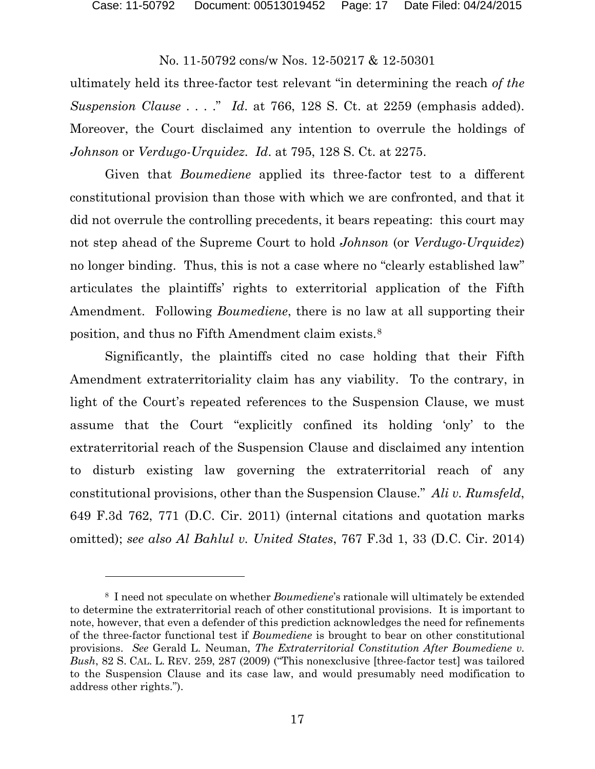ultimately held its three-factor test relevant "in determining the reach *of the Suspension Clause* . . . ." *Id*. at 766, 128 S. Ct. at 2259 (emphasis added). Moreover, the Court disclaimed any intention to overrule the holdings of *Johnson* or *Verdugo-Urquidez*. *Id*. at 795, 128 S. Ct. at 2275.

Given that *Boumediene* applied its three-factor test to a different constitutional provision than those with which we are confronted, and that it did not overrule the controlling precedents, it bears repeating: this court may not step ahead of the Supreme Court to hold *Johnson* (or *Verdugo-Urquidez*) no longer binding. Thus, this is not a case where no "clearly established law" articulates the plaintiffs' rights to exterritorial application of the Fifth Amendment. Following *Boumediene*, there is no law at all supporting their position, and thus no Fifth Amendment claim exists.[8]

Significantly, the plaintiffs cited no case holding that their Fifth Amendment extraterritoriality claim has any viability. To the contrary, in light of the Court's repeated references to the Suspension Clause, we must assume that the Court "explicitly confined its holding 'only' to the extraterritorial reach of the Suspension Clause and disclaimed any intention to disturb existing law governing the extraterritorial reach of any constitutional provisions, other than the Suspension Clause." *Ali v. Rumsfeld*, 649 F.3d 762, 771 (D.C. Cir. 2011) (internal citations and quotation marks omitted); *see also Al Bahlul v. United States*, 767 F.3d 1, 33 (D.C. Cir. 2014)

---

[8] I need not speculate on whether *Boumediene*'s rationale will ultimately be extended to determine the extraterritorial reach of other constitutional provisions. It is important to note, however, that even a defender of this prediction acknowledges the need for refinements of the three-factor functional test if *Boumediene* is brought to bear on other constitutional provisions. *See* Gerald L. Neuman, *The Extraterritorial Constitution After Boumediene v. Bush*, 82 S. CAL. L. REV. 259, 287 (2009) ("This nonexclusive [three-factor test] was tailored to the Suspension Clause and its case law, and would presumably need modification to address other rights.").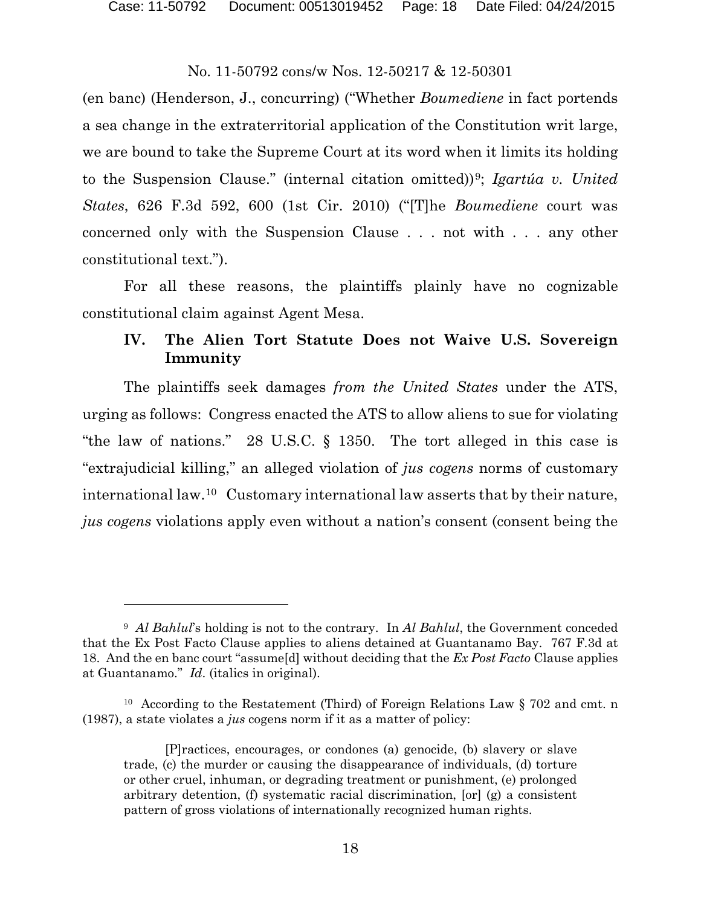(en banc) (Henderson, J., concurring) ("Whether *Boumediene* in fact portends a sea change in the extraterritorial application of the Constitution writ large, we are bound to take the Supreme Court at its word when it limits its holding to the Suspension Clause." (internal citation omitted))[9]; *Igartúa v. United States*, 626 F.3d 592, 600 (1st Cir. 2010) ("[T]he *Boumediene* court was concerned only with the Suspension Clause . . . not with . . . any other constitutional text.").

For all these reasons, the plaintiffs plainly have no cognizable constitutional claim against Agent Mesa.

## IV. The Alien Tort Statute Does not Waive U.S. Sovereign Immunity

The plaintiffs seek damages *from the United States* under the ATS, urging as follows: Congress enacted the ATS to allow aliens to sue for violating "the law of nations." 28 U.S.C. § 1350. The tort alleged in this case is "extrajudicial killing," an alleged violation of *jus cogens* norms of customary international law.[10] Customary international law asserts that by their nature, *jus cogens* violations apply even without a nation's consent (consent being the

---

[9] *Al Bahlul*'s holding is not to the contrary. In *Al Bahlul*, the Government conceded that the Ex Post Facto Clause applies to aliens detained at Guantanamo Bay. 767 F.3d at 18. And the en banc court "assume[d] without deciding that the *Ex Post Facto* Clause applies at Guantanamo." *Id.* (italics in original).

[10] According to the Restatement (Third) of Foreign Relations Law § 702 and cmt. n (1987), a state violates a *jus* cogens norm if it as a matter of policy:

> [P]ractices, encourages, or condones (a) genocide, (b) slavery or slave trade, (c) the murder or causing the disappearance of individuals, (d) torture or other cruel, inhuman, or degrading treatment or punishment, (e) prolonged arbitrary detention, (f) systematic racial discrimination, [or] (g) a consistent pattern of gross violations of internationally recognized human rights.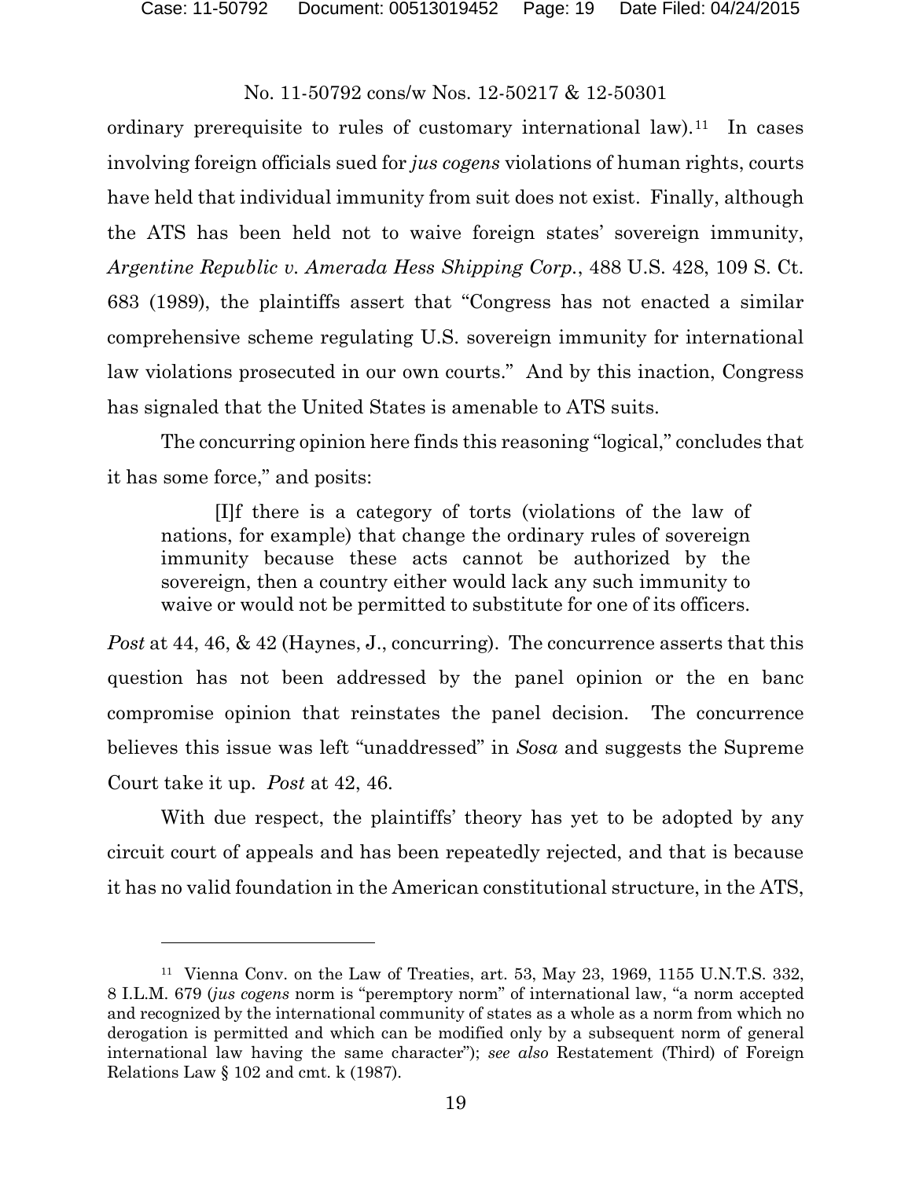ordinary prerequisite to rules of customary international law).[11] In cases involving foreign officials sued for *jus cogens* violations of human rights, courts have held that individual immunity from suit does not exist. Finally, although the ATS has been held not to waive foreign states' sovereign immunity, *Argentine Republic v. Amerada Hess Shipping Corp.*, 488 U.S. 428, 109 S. Ct. 683 (1989), the plaintiffs assert that "Congress has not enacted a similar comprehensive scheme regulating U.S. sovereign immunity for international law violations prosecuted in our own courts." And by this inaction, Congress has signaled that the United States is amenable to ATS suits.

The concurring opinion here finds this reasoning "logical," concludes that it has some force," and posits:

> [I]f there is a category of torts (violations of the law of nations, for example) that change the ordinary rules of sovereign immunity because these acts cannot be authorized by the sovereign, then a country either would lack any such immunity to waive or would not be permitted to substitute for one of its officers.

*Post* at 44, 46, & 42 (Haynes, J., concurring). The concurrence asserts that this question has not been addressed by the panel opinion or the en banc compromise opinion that reinstates the panel decision. The concurrence believes this issue was left "unaddressed" in *Sosa* and suggests the Supreme Court take it up. *Post* at 42, 46.

With due respect, the plaintiffs' theory has yet to be adopted by any circuit court of appeals and has been repeatedly rejected, and that is because it has no valid foundation in the American constitutional structure, in the ATS,

---

[11] Vienna Conv. on the Law of Treaties, art. 53, May 23, 1969, 1155 U.N.T.S. 332, 8 I.L.M. 679 (*jus cogens* norm is "peremptory norm" of international law, "a norm accepted and recognized by the international community of states as a whole as a norm from which no derogation is permitted and which can be modified only by a subsequent norm of general international law having the same character"); *see also* Restatement (Third) of Foreign Relations Law § 102 and cmt. k (1987).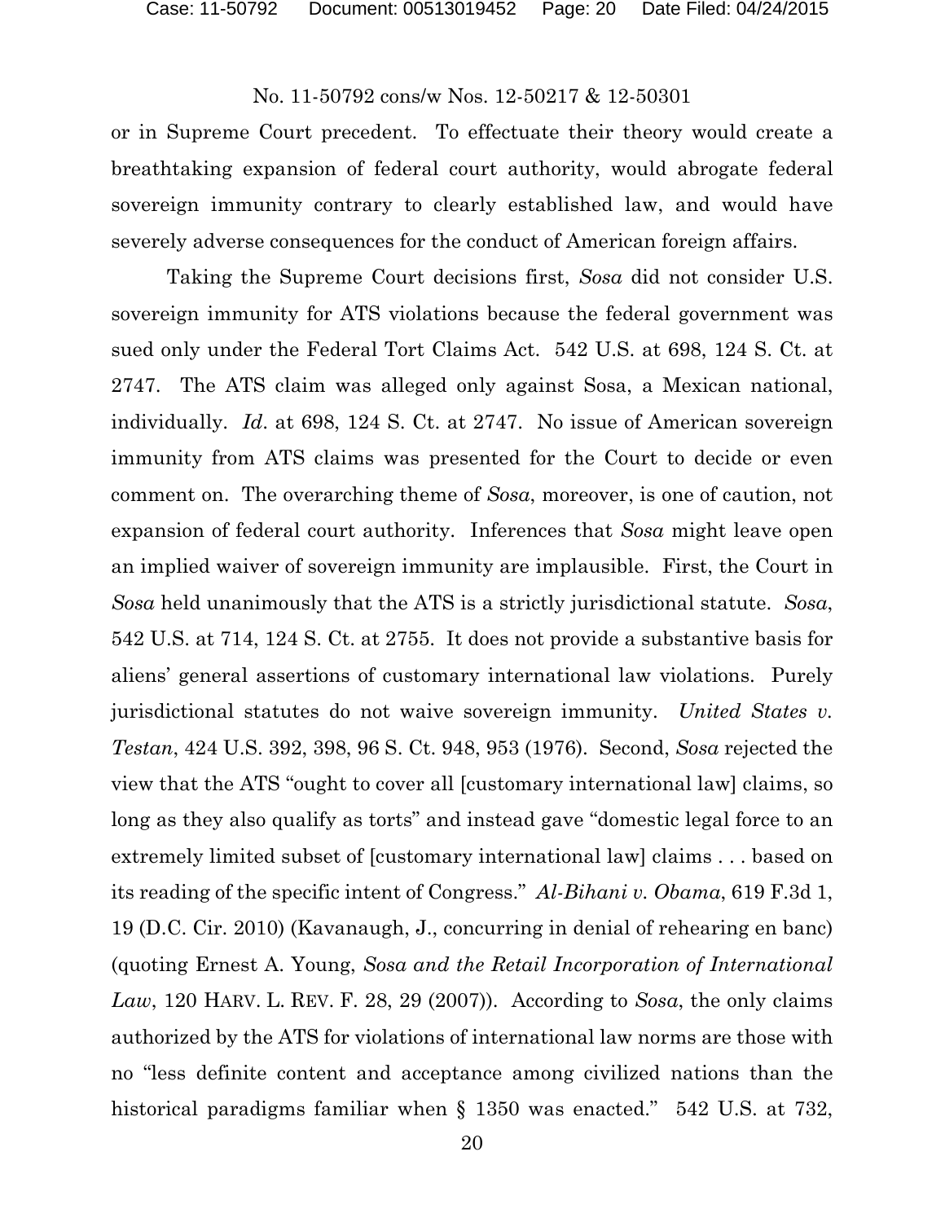or in Supreme Court precedent. To effectuate their theory would create a breathtaking expansion of federal court authority, would abrogate federal sovereign immunity contrary to clearly established law, and would have severely adverse consequences for the conduct of American foreign affairs.

Taking the Supreme Court decisions first, *Sosa* did not consider U.S. sovereign immunity for ATS violations because the federal government was sued only under the Federal Tort Claims Act. 542 U.S. at 698, 124 S. Ct. at 2747. The ATS claim was alleged only against Sosa, a Mexican national, individually. *Id*. at 698, 124 S. Ct. at 2747. No issue of American sovereign immunity from ATS claims was presented for the Court to decide or even comment on. The overarching theme of *Sosa*, moreover, is one of caution, not expansion of federal court authority. Inferences that *Sosa* might leave open an implied waiver of sovereign immunity are implausible. First, the Court in *Sosa* held unanimously that the ATS is a strictly jurisdictional statute. *Sosa*, 542 U.S. at 714, 124 S. Ct. at 2755. It does not provide a substantive basis for aliens' general assertions of customary international law violations. Purely jurisdictional statutes do not waive sovereign immunity. *United States v. Testan*, 424 U.S. 392, 398, 96 S. Ct. 948, 953 (1976). Second, *Sosa* rejected the view that the ATS "ought to cover all [customary international law] claims, so long as they also qualify as torts" and instead gave "domestic legal force to an extremely limited subset of [customary international law] claims . . . based on its reading of the specific intent of Congress." *Al-Bihani v. Obama*, 619 F.3d 1, 19 (D.C. Cir. 2010) (Kavanaugh, J., concurring in denial of rehearing en banc) (quoting Ernest A. Young, *Sosa and the Retail Incorporation of International Law*, 120 HARV. L. REV. F. 28, 29 (2007)). According to *Sosa*, the only claims authorized by the ATS for violations of international law norms are those with no "less definite content and acceptance among civilized nations than the historical paradigms familiar when § 1350 was enacted." 542 U.S. at 732,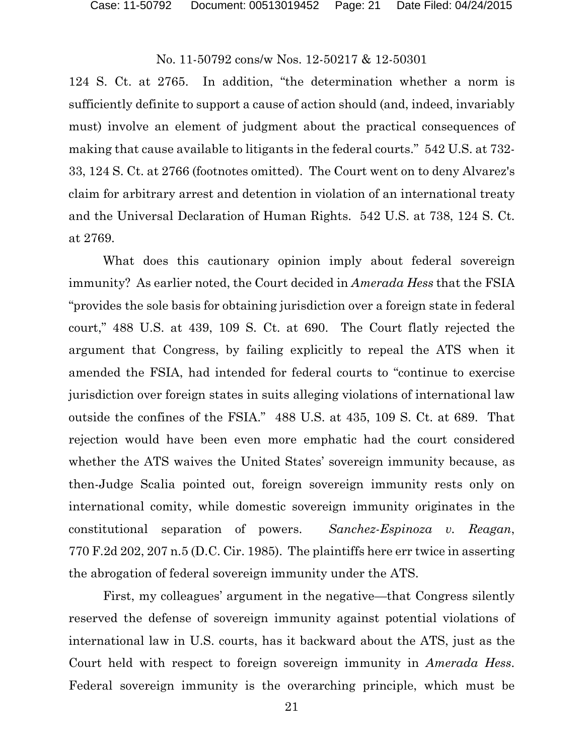124 S. Ct. at 2765. In addition, "the determination whether a norm is sufficiently definite to support a cause of action should (and, indeed, invariably must) involve an element of judgment about the practical consequences of making that cause available to litigants in the federal courts." 542 U.S. at 732-33, 124 S. Ct. at 2766 (footnotes omitted). The Court went on to deny Alvarez's claim for arbitrary arrest and detention in violation of an international treaty and the Universal Declaration of Human Rights. 542 U.S. at 738, 124 S. Ct. at 2769.

What does this cautionary opinion imply about federal sovereign immunity? As earlier noted, the Court decided in *Amerada Hess* that the FSIA "provides the sole basis for obtaining jurisdiction over a foreign state in federal court," 488 U.S. at 439, 109 S. Ct. at 690. The Court flatly rejected the argument that Congress, by failing explicitly to repeal the ATS when it amended the FSIA, had intended for federal courts to "continue to exercise jurisdiction over foreign states in suits alleging violations of international law outside the confines of the FSIA." 488 U.S. at 435, 109 S. Ct. at 689. That rejection would have been even more emphatic had the court considered whether the ATS waives the United States' sovereign immunity because, as then-Judge Scalia pointed out, foreign sovereign immunity rests only on international comity, while domestic sovereign immunity originates in the constitutional separation of powers. *Sanchez-Espinoza v. Reagan*, 770 F.2d 202, 207 n.5 (D.C. Cir. 1985). The plaintiffs here err twice in asserting the abrogation of federal sovereign immunity under the ATS.

First, my colleagues' argument in the negative—that Congress silently reserved the defense of sovereign immunity against potential violations of international law in U.S. courts, has it backward about the ATS, just as the Court held with respect to foreign sovereign immunity in *Amerada Hess*. Federal sovereign immunity is the overarching principle, which must be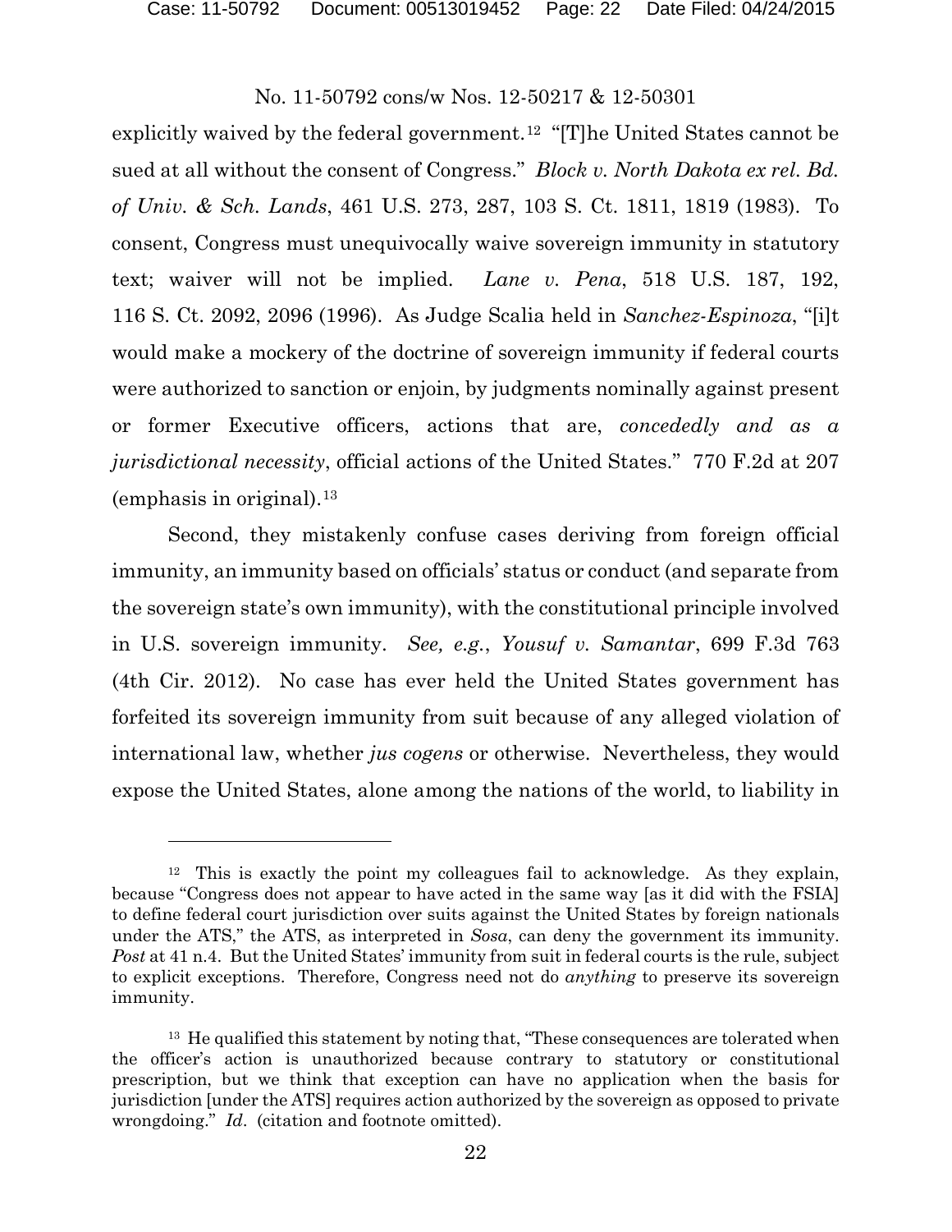explicitly waived by the federal government.[12] "[T]he United States cannot be sued at all without the consent of Congress." *Block v. North Dakota ex rel. Bd. of Univ. & Sch. Lands*, 461 U.S. 273, 287, 103 S. Ct. 1811, 1819 (1983). To consent, Congress must unequivocally waive sovereign immunity in statutory text; waiver will not be implied. *Lane v. Pena*, 518 U.S. 187, 192, 116 S. Ct. 2092, 2096 (1996). As Judge Scalia held in *Sanchez-Espinoza*, "[i]t would make a mockery of the doctrine of sovereign immunity if federal courts were authorized to sanction or enjoin, by judgments nominally against present or former Executive officers, actions that are, *concededly and as a jurisdictional necessity*, official actions of the United States." 770 F.2d at 207 (emphasis in original).[13]

Second, they mistakenly confuse cases deriving from foreign official immunity, an immunity based on officials' status or conduct (and separate from the sovereign state's own immunity), with the constitutional principle involved in U.S. sovereign immunity. *See, e.g.*, *Yousuf v. Samantar*, 699 F.3d 763 (4th Cir. 2012). No case has ever held the United States government has forfeited its sovereign immunity from suit because of any alleged violation of international law, whether *jus cogens* or otherwise. Nevertheless, they would expose the United States, alone among the nations of the world, to liability in

---

[12] This is exactly the point my colleagues fail to acknowledge. As they explain, because "Congress does not appear to have acted in the same way [as it did with the FSIA] to define federal court jurisdiction over suits against the United States by foreign nationals under the ATS," the ATS, as interpreted in *Sosa*, can deny the government its immunity. *Post* at 41 n.4. But the United States' immunity from suit in federal courts is the rule, subject to explicit exceptions. Therefore, Congress need not do *anything* to preserve its sovereign immunity.

[13] He qualified this statement by noting that, "These consequences are tolerated when the officer's action is unauthorized because contrary to statutory or constitutional prescription, but we think that exception can have no application when the basis for jurisdiction [under the ATS] requires action authorized by the sovereign as opposed to private wrongdoing." *Id*. (citation and footnote omitted).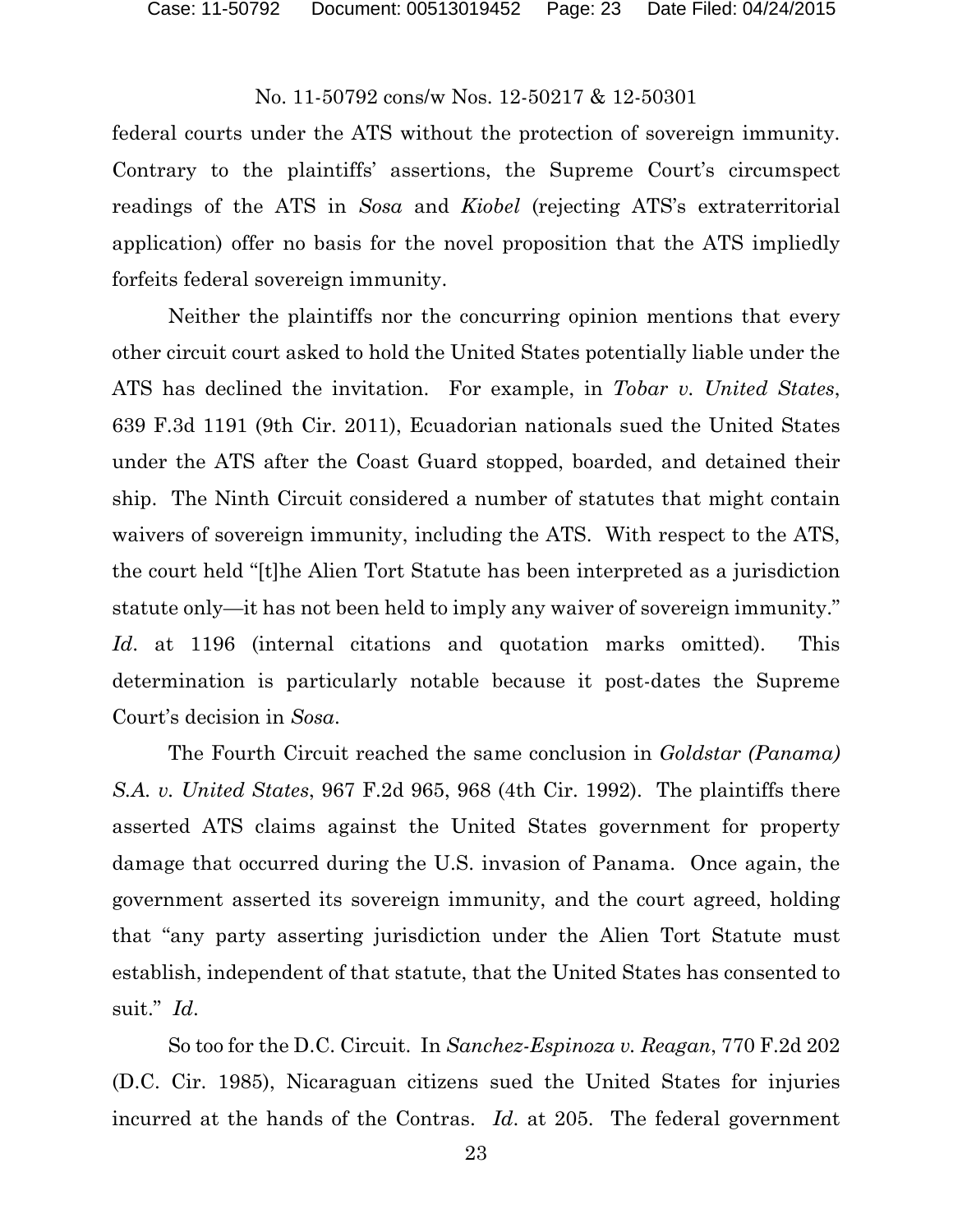federal courts under the ATS without the protection of sovereign immunity. Contrary to the plaintiffs' assertions, the Supreme Court's circumspect readings of the ATS in *Sosa* and *Kiobel* (rejecting ATS's extraterritorial application) offer no basis for the novel proposition that the ATS impliedly forfeits federal sovereign immunity.

Neither the plaintiffs nor the concurring opinion mentions that every other circuit court asked to hold the United States potentially liable under the ATS has declined the invitation. For example, in *Tobar v. United States*, 639 F.3d 1191 (9th Cir. 2011), Ecuadorian nationals sued the United States under the ATS after the Coast Guard stopped, boarded, and detained their ship. The Ninth Circuit considered a number of statutes that might contain waivers of sovereign immunity, including the ATS. With respect to the ATS, the court held "[t]he Alien Tort Statute has been interpreted as a jurisdiction statute only—it has not been held to imply any waiver of sovereign immunity." *Id*. at 1196 (internal citations and quotation marks omitted). This determination is particularly notable because it post-dates the Supreme Court's decision in *Sosa*.

The Fourth Circuit reached the same conclusion in *Goldstar (Panama) S.A. v. United States*, 967 F.2d 965, 968 (4th Cir. 1992). The plaintiffs there asserted ATS claims against the United States government for property damage that occurred during the U.S. invasion of Panama. Once again, the government asserted its sovereign immunity, and the court agreed, holding that "any party asserting jurisdiction under the Alien Tort Statute must establish, independent of that statute, that the United States has consented to suit." *Id*.

So too for the D.C. Circuit. In *Sanchez-Espinoza v. Reagan*, 770 F.2d 202 (D.C. Cir. 1985), Nicaraguan citizens sued the United States for injuries incurred at the hands of the Contras. *Id*. at 205. The federal government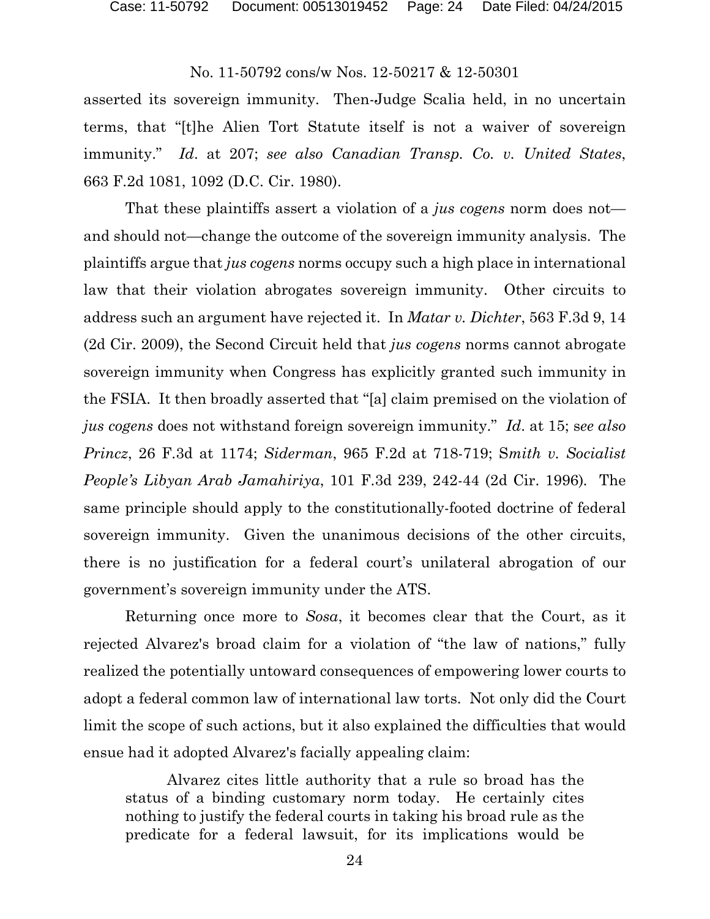asserted its sovereign immunity. Then-Judge Scalia held, in no uncertain terms, that "[t]he Alien Tort Statute itself is not a waiver of sovereign immunity." *Id*. at 207; *see also Canadian Transp. Co. v. United States*, 663 F.2d 1081, 1092 (D.C. Cir. 1980).

That these plaintiffs assert a violation of a *jus cogens* norm does not—and should not—change the outcome of the sovereign immunity analysis. The plaintiffs argue that *jus cogens* norms occupy such a high place in international law that their violation abrogates sovereign immunity. Other circuits to address such an argument have rejected it. In *Matar v. Dichter*, 563 F.3d 9, 14 (2d Cir. 2009), the Second Circuit held that *jus cogens* norms cannot abrogate sovereign immunity when Congress has explicitly granted such immunity in the FSIA. It then broadly asserted that "[a] claim premised on the violation of *jus cogens* does not withstand foreign sovereign immunity." *Id*. at 15; s*ee also Princz*, 26 F.3d at 1174; *Siderman*, 965 F.2d at 718-719; S*mith v. Socialist People's Libyan Arab Jamahiriya*, 101 F.3d 239, 242-44 (2d Cir. 1996). The same principle should apply to the constitutionally-footed doctrine of federal sovereign immunity. Given the unanimous decisions of the other circuits, there is no justification for a federal court's unilateral abrogation of our government's sovereign immunity under the ATS.

Returning once more to *Sosa*, it becomes clear that the Court, as it rejected Alvarez's broad claim for a violation of "the law of nations," fully realized the potentially untoward consequences of empowering lower courts to adopt a federal common law of international law torts. Not only did the Court limit the scope of such actions, but it also explained the difficulties that would ensue had it adopted Alvarez's facially appealing claim:

> Alvarez cites little authority that a rule so broad has the status of a binding customary norm today. He certainly cites nothing to justify the federal courts in taking his broad rule as the predicate for a federal lawsuit, for its implications would be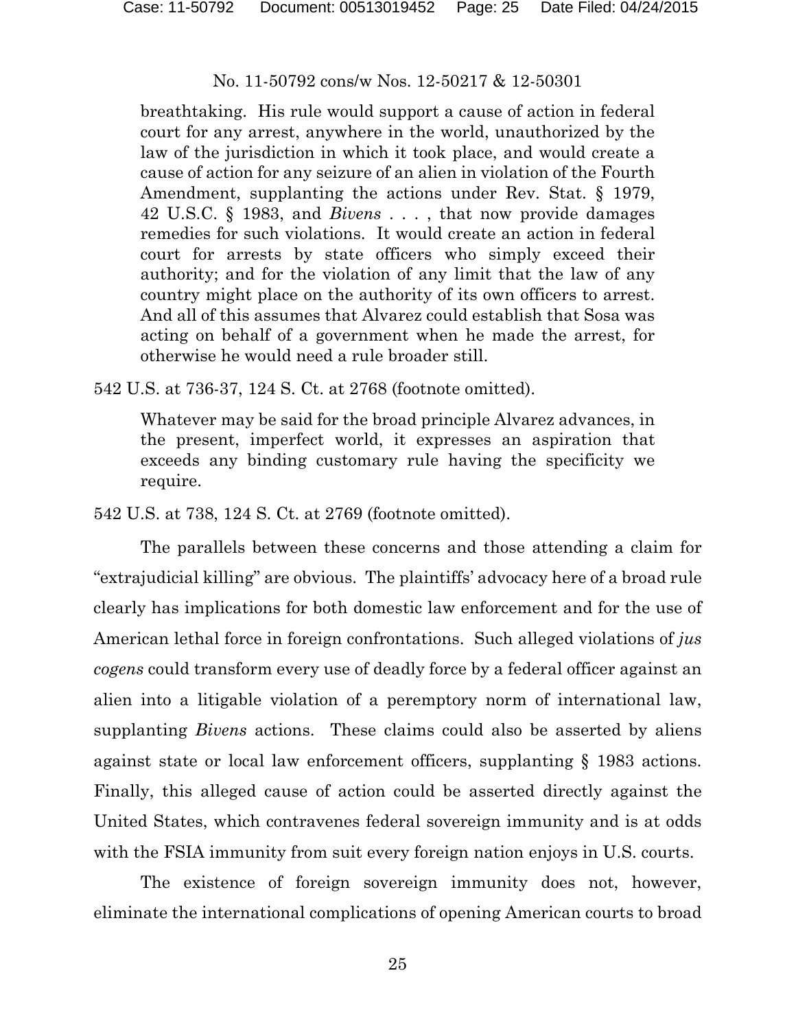> breathtaking. His rule would support a cause of action in federal court for any arrest, anywhere in the world, unauthorized by the law of the jurisdiction in which it took place, and would create a cause of action for any seizure of an alien in violation of the Fourth Amendment, supplanting the actions under Rev. Stat. § 1979, 42 U.S.C. § 1983, and *Bivens* . . . , that now provide damages remedies for such violations. It would create an action in federal court for arrests by state officers who simply exceed their authority; and for the violation of any limit that the law of any country might place on the authority of its own officers to arrest. And all of this assumes that Alvarez could establish that Sosa was acting on behalf of a government when he made the arrest, for otherwise he would need a rule broader still.

542 U.S. at 736-37, 124 S. Ct. at 2768 (footnote omitted).

> Whatever may be said for the broad principle Alvarez advances, in the present, imperfect world, it expresses an aspiration that exceeds any binding customary rule having the specificity we require.

542 U.S. at 738, 124 S. Ct. at 2769 (footnote omitted).

The parallels between these concerns and those attending a claim for "extrajudicial killing" are obvious. The plaintiffs' advocacy here of a broad rule clearly has implications for both domestic law enforcement and for the use of American lethal force in foreign confrontations. Such alleged violations of *jus cogens* could transform every use of deadly force by a federal officer against an alien into a litigable violation of a peremptory norm of international law, supplanting *Bivens* actions. These claims could also be asserted by aliens against state or local law enforcement officers, supplanting § 1983 actions. Finally, this alleged cause of action could be asserted directly against the United States, which contravenes federal sovereign immunity and is at odds with the FSIA immunity from suit every foreign nation enjoys in U.S. courts.

The existence of foreign sovereign immunity does not, however, eliminate the international complications of opening American courts to broad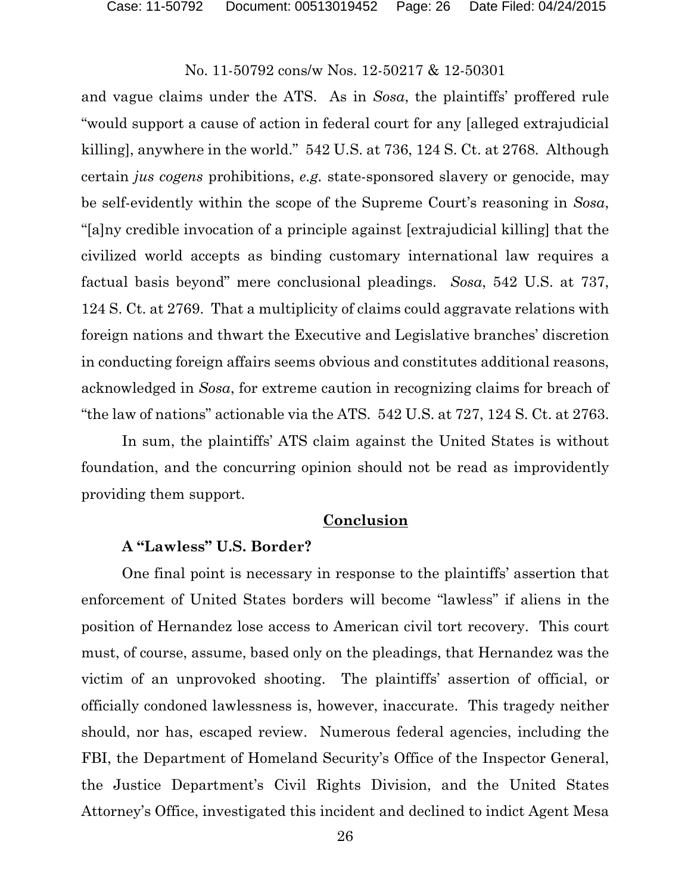and vague claims under the ATS. As in *Sosa*, the plaintiffs' proffered rule "would support a cause of action in federal court for any [alleged extrajudicial killing], anywhere in the world." 542 U.S. at 736, 124 S. Ct. at 2768. Although certain *jus cogens* prohibitions, *e.g.* state-sponsored slavery or genocide, may be self-evidently within the scope of the Supreme Court's reasoning in *Sosa*, "[a]ny credible invocation of a principle against [extrajudicial killing] that the civilized world accepts as binding customary international law requires a factual basis beyond" mere conclusional pleadings. *Sosa*, 542 U.S. at 737, 124 S. Ct. at 2769. That a multiplicity of claims could aggravate relations with foreign nations and thwart the Executive and Legislative branches' discretion in conducting foreign affairs seems obvious and constitutes additional reasons, acknowledged in *Sosa*, for extreme caution in recognizing claims for breach of "the law of nations" actionable via the ATS. 542 U.S. at 727, 124 S. Ct. at 2763.

In sum, the plaintiffs' ATS claim against the United States is without foundation, and the concurring opinion should not be read as improvidently providing them support.

## Conclusion

### A "Lawless" U.S. Border?

One final point is necessary in response to the plaintiffs' assertion that enforcement of United States borders will become "lawless" if aliens in the position of Hernandez lose access to American civil tort recovery. This court must, of course, assume, based only on the pleadings, that Hernandez was the victim of an unprovoked shooting. The plaintiffs' assertion of official, or officially condoned lawlessness is, however, inaccurate. This tragedy neither should, nor has, escaped review. Numerous federal agencies, including the FBI, the Department of Homeland Security's Office of the Inspector General, the Justice Department's Civil Rights Division, and the United States Attorney's Office, investigated this incident and declined to indict Agent Mesa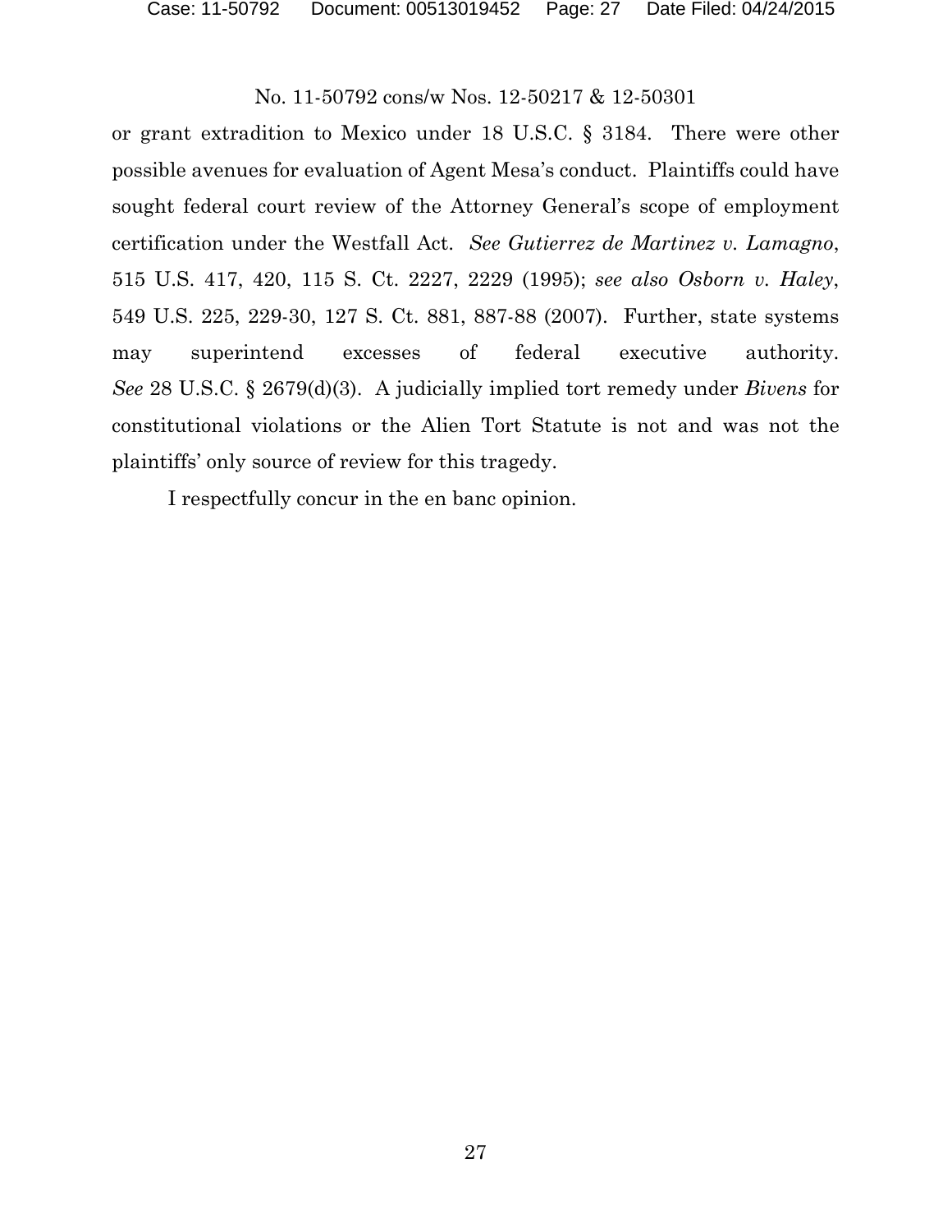or grant extradition to Mexico under 18 U.S.C. § 3184. There were other possible avenues for evaluation of Agent Mesa's conduct. Plaintiffs could have sought federal court review of the Attorney General's scope of employment certification under the Westfall Act. *See Gutierrez de Martinez v. Lamagno*, 515 U.S. 417, 420, 115 S. Ct. 2227, 2229 (1995); *see also Osborn v. Haley*, 549 U.S. 225, 229-30, 127 S. Ct. 881, 887-88 (2007). Further, state systems may superintend excesses of federal executive authority. *See* 28 U.S.C. § 2679(d)(3). A judicially implied tort remedy under *Bivens* for constitutional violations or the Alien Tort Statute is not and was not the plaintiffs' only source of review for this tragedy.

I respectfully concur in the en banc opinion.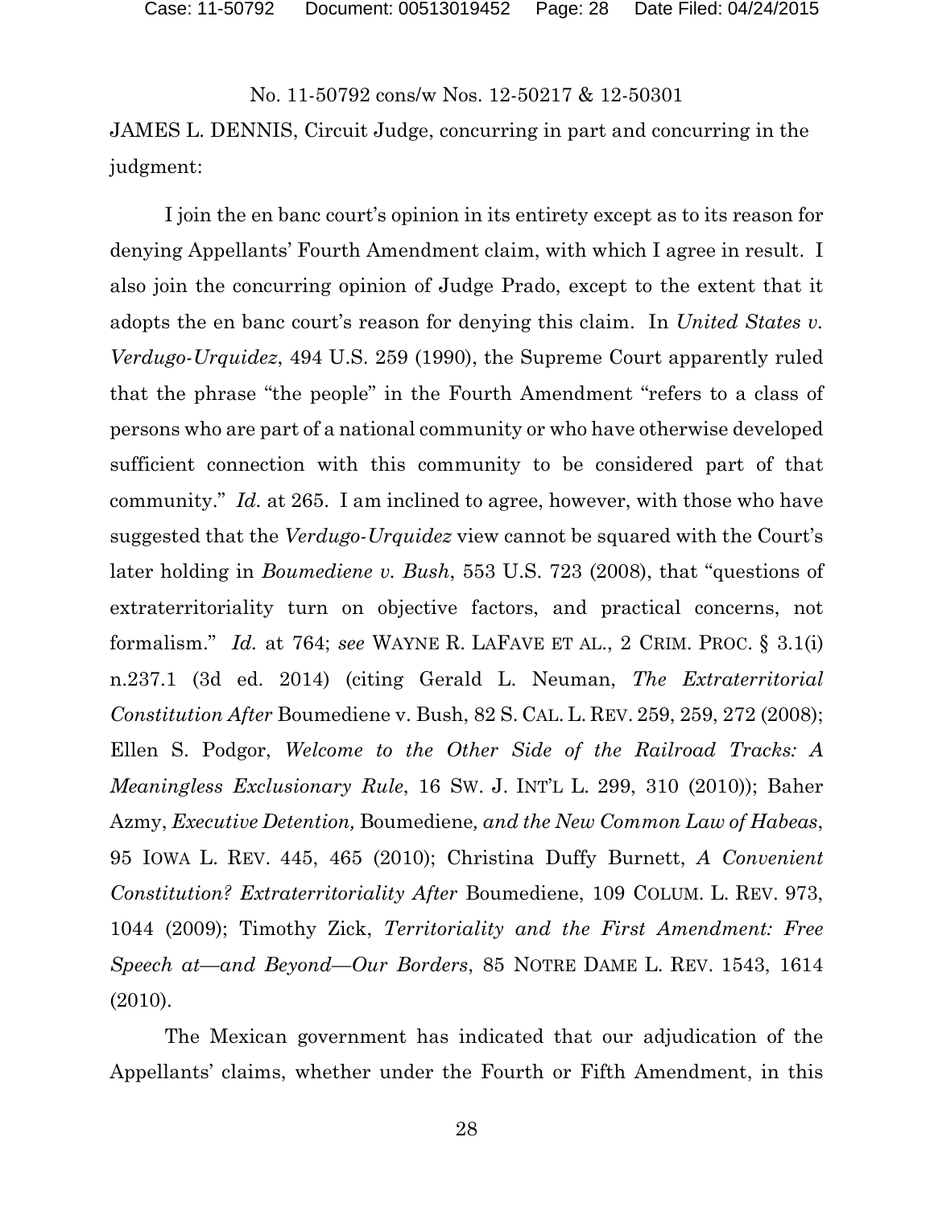No. 11-50792 cons/w Nos. 12-50217 & 12-50301

JAMES L. DENNIS, Circuit Judge, concurring in part and concurring in the judgment:

I join the en banc court's opinion in its entirety except as to its reason for denying Appellants' Fourth Amendment claim, with which I agree in result. I also join the concurring opinion of Judge Prado, except to the extent that it adopts the en banc court's reason for denying this claim. In *United States v. Verdugo-Urquidez*, 494 U.S. 259 (1990), the Supreme Court apparently ruled that the phrase "the people" in the Fourth Amendment "refers to a class of persons who are part of a national community or who have otherwise developed sufficient connection with this community to be considered part of that community." *Id.* at 265. I am inclined to agree, however, with those who have suggested that the *Verdugo-Urquidez* view cannot be squared with the Court's later holding in *Boumediene v. Bush*, 553 U.S. 723 (2008), that "questions of extraterritoriality turn on objective factors, and practical concerns, not formalism." *Id.* at 764; *see* WAYNE R. LAFAVE ET AL., 2 CRIM. PROC. § 3.1(i) n.237.1 (3d ed. 2014) (citing Gerald L. Neuman, *The Extraterritorial Constitution After* Boumediene v. Bush, 82 S. CAL. L. REV. 259, 259, 272 (2008); Ellen S. Podgor, *Welcome to the Other Side of the Railroad Tracks: A Meaningless Exclusionary Rule*, 16 SW. J. INT'L L. 299, 310 (2010)); Baher Azmy, *Executive Detention,* Boumediene*, and the New Common Law of Habeas*, 95 IOWA L. REV. 445, 465 (2010); Christina Duffy Burnett, *A Convenient Constitution? Extraterritoriality After* Boumediene, 109 COLUM. L. REV. 973, 1044 (2009); Timothy Zick, *Territoriality and the First Amendment: Free Speech at—and Beyond—Our Borders*, 85 NOTRE DAME L. REV. 1543, 1614 (2010).

The Mexican government has indicated that our adjudication of the Appellants' claims, whether under the Fourth or Fifth Amendment, in this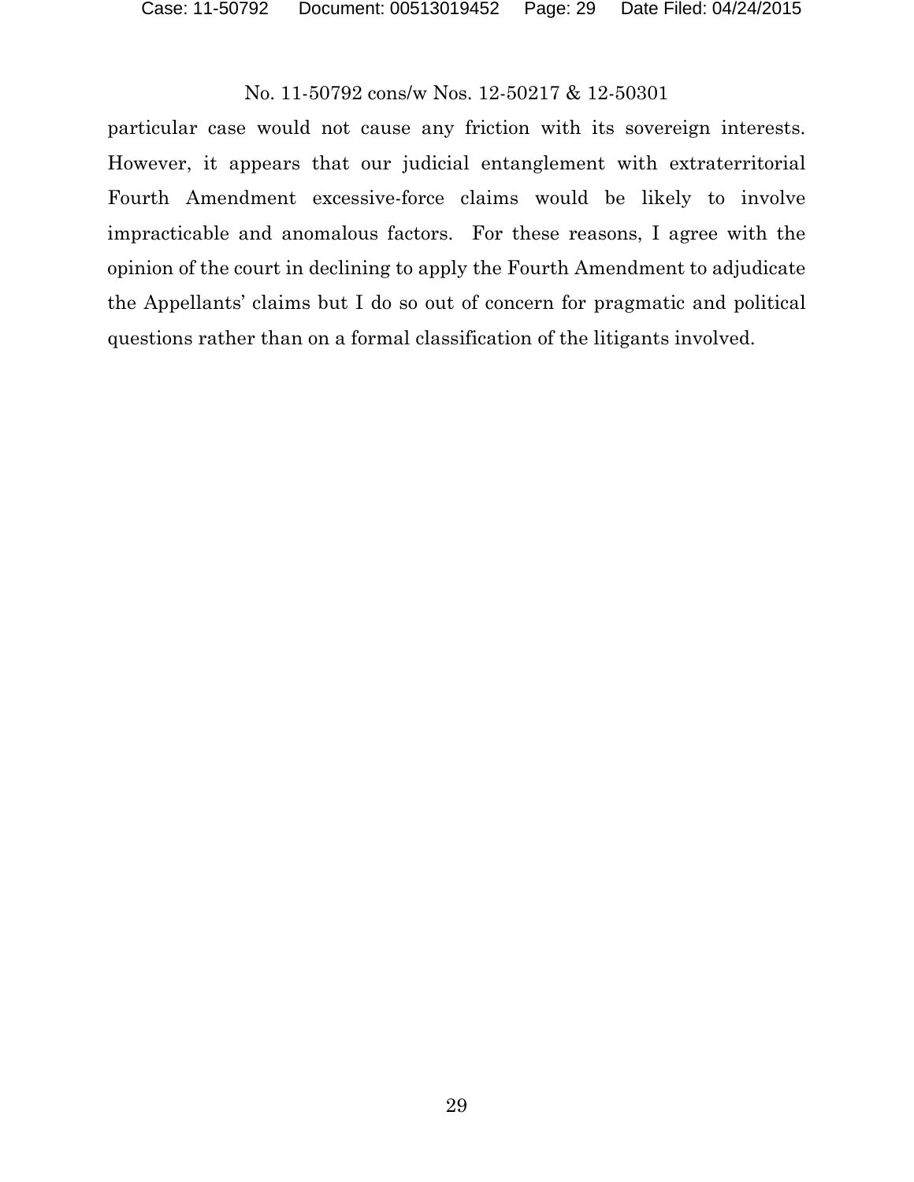particular case would not cause any friction with its sovereign interests. However, it appears that our judicial entanglement with extraterritorial Fourth Amendment excessive-force claims would be likely to involve impracticable and anomalous factors. For these reasons, I agree with the opinion of the court in declining to apply the Fourth Amendment to adjudicate the Appellants' claims but I do so out of concern for pragmatic and political questions rather than on a formal classification of the litigants involved.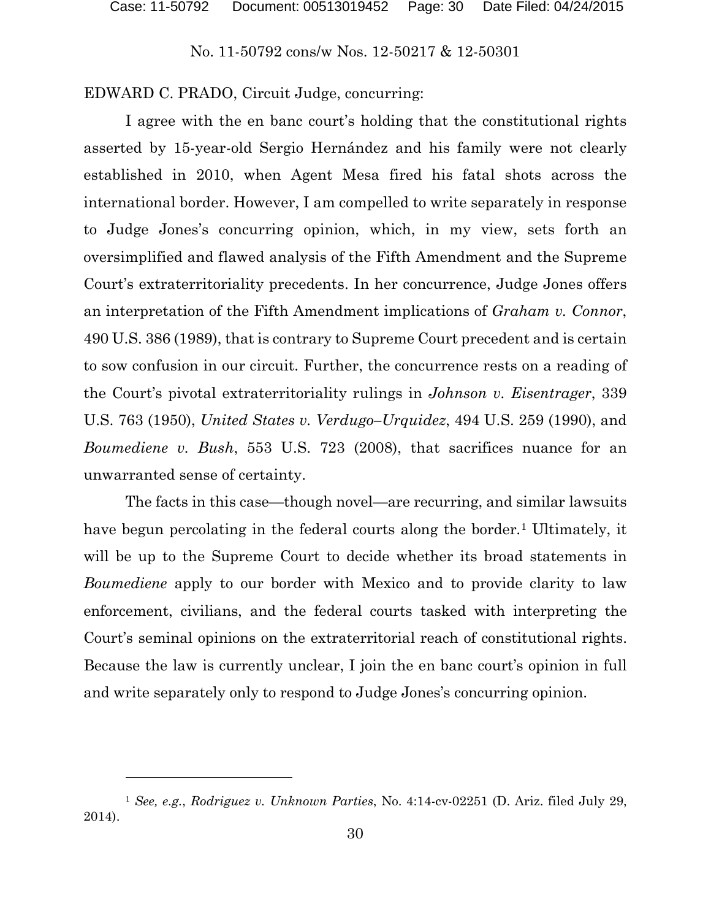EDWARD C. PRADO, Circuit Judge, concurring:

I agree with the en banc court's holding that the constitutional rights asserted by 15-year-old Sergio Hernández and his family were not clearly established in 2010, when Agent Mesa fired his fatal shots across the international border. However, I am compelled to write separately in response to Judge Jones's concurring opinion, which, in my view, sets forth an oversimplified and flawed analysis of the Fifth Amendment and the Supreme Court's extraterritoriality precedents. In her concurrence, Judge Jones offers an interpretation of the Fifth Amendment implications of *Graham v. Connor*, 490 U.S. 386 (1989), that is contrary to Supreme Court precedent and is certain to sow confusion in our circuit. Further, the concurrence rests on a reading of the Court's pivotal extraterritoriality rulings in *Johnson v. Eisentrager*, 339 U.S. 763 (1950), *United States v. Verdugo–Urquidez*, 494 U.S. 259 (1990), and *Boumediene v. Bush*, 553 U.S. 723 (2008), that sacrifices nuance for an unwarranted sense of certainty.

The facts in this case—though novel—are recurring, and similar lawsuits have begun percolating in the federal courts along the border.[1] Ultimately, it will be up to the Supreme Court to decide whether its broad statements in *Boumediene* apply to our border with Mexico and to provide clarity to law enforcement, civilians, and the federal courts tasked with interpreting the Court's seminal opinions on the extraterritorial reach of constitutional rights. Because the law is currently unclear, I join the en banc court's opinion in full and write separately only to respond to Judge Jones's concurring opinion.

---

[1] *See, e.g.*, *Rodriguez v. Unknown Parties*, No. 4:14-cv-02251 (D. Ariz. filed July 29, 2014).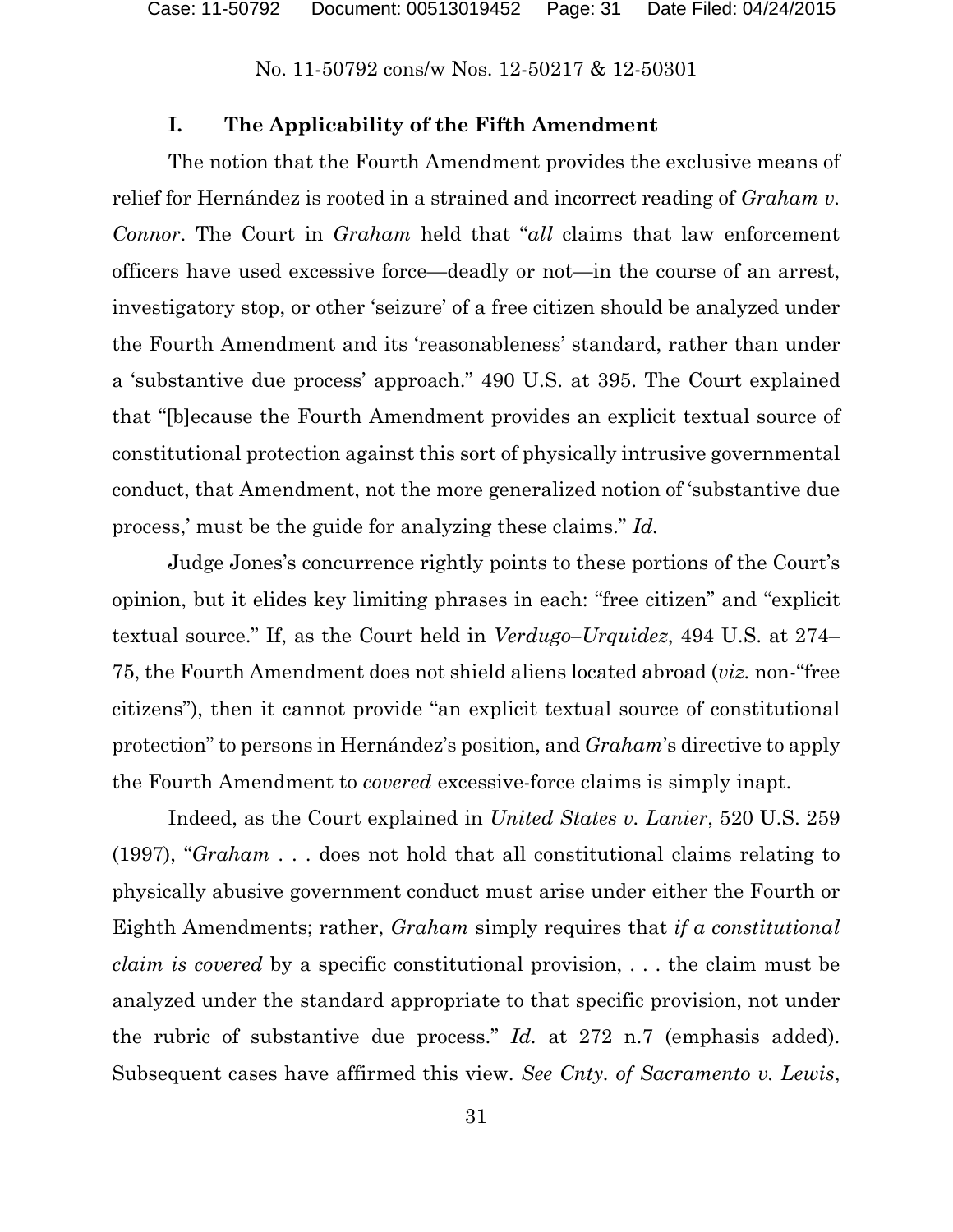## I. The Applicability of the Fifth Amendment

The notion that the Fourth Amendment provides the exclusive means of relief for Hernández is rooted in a strained and incorrect reading of *Graham v. Connor*. The Court in *Graham* held that "*all* claims that law enforcement officers have used excessive force—deadly or not—in the course of an arrest, investigatory stop, or other 'seizure' of a free citizen should be analyzed under the Fourth Amendment and its 'reasonableness' standard, rather than under a 'substantive due process' approach." 490 U.S. at 395. The Court explained that "[b]ecause the Fourth Amendment provides an explicit textual source of constitutional protection against this sort of physically intrusive governmental conduct, that Amendment, not the more generalized notion of 'substantive due process,' must be the guide for analyzing these claims." *Id.*

Judge Jones's concurrence rightly points to these portions of the Court's opinion, but it elides key limiting phrases in each: "free citizen" and "explicit textual source." If, as the Court held in *Verdugo–Urquidez*, 494 U.S. at 274–75, the Fourth Amendment does not shield aliens located abroad (*viz.* non-"free citizens"), then it cannot provide "an explicit textual source of constitutional protection" to persons in Hernández's position, and *Graham*'s directive to apply the Fourth Amendment to *covered* excessive-force claims is simply inapt.

Indeed, as the Court explained in *United States v. Lanier*, 520 U.S. 259 (1997), "*Graham* . . . does not hold that all constitutional claims relating to physically abusive government conduct must arise under either the Fourth or Eighth Amendments; rather, *Graham* simply requires that *if a constitutional claim is covered* by a specific constitutional provision, . . . the claim must be analyzed under the standard appropriate to that specific provision, not under the rubric of substantive due process." *Id.* at 272 n.7 (emphasis added). Subsequent cases have affirmed this view. *See Cnty. of Sacramento v. Lewis*,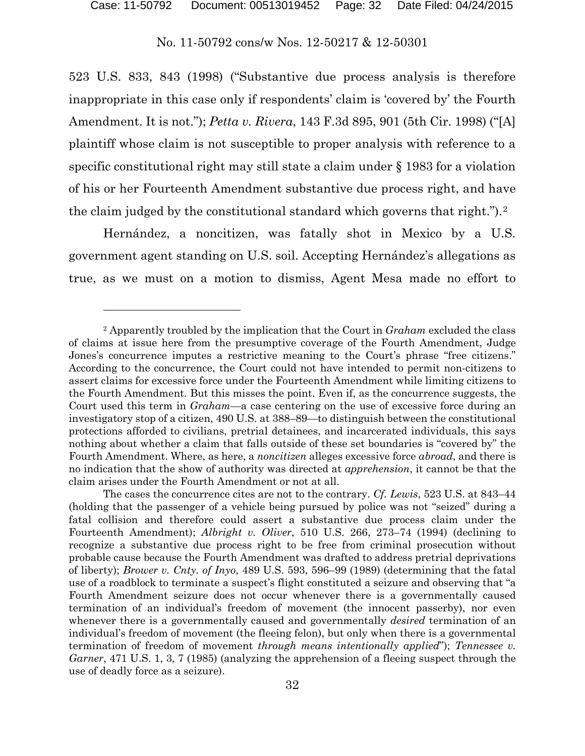523 U.S. 833, 843 (1998) ("Substantive due process analysis is therefore inappropriate in this case only if respondents' claim is 'covered by' the Fourth Amendment. It is not."); *Petta v. Rivera*, 143 F.3d 895, 901 (5th Cir. 1998) ("[A] plaintiff whose claim is not susceptible to proper analysis with reference to a specific constitutional right may still state a claim under § 1983 for a violation of his or her Fourteenth Amendment substantive due process right, and have the claim judged by the constitutional standard which governs that right.").[2]

Hernández, a noncitizen, was fatally shot in Mexico by a U.S. government agent standing on U.S. soil. Accepting Hernández's allegations as true, as we must on a motion to dismiss, Agent Mesa made no effort to

---

[2] Apparently troubled by the implication that the Court in *Graham* excluded the class of claims at issue here from the presumptive coverage of the Fourth Amendment, Judge Jones's concurrence imputes a restrictive meaning to the Court's phrase "free citizens." According to the concurrence, the Court could not have intended to permit non-citizens to assert claims for excessive force under the Fourteenth Amendment while limiting citizens to the Fourth Amendment. But this misses the point. Even if, as the concurrence suggests, the Court used this term in *Graham*—a case centering on the use of excessive force during an investigatory stop of a citizen, 490 U.S. at 388–89—to distinguish between the constitutional protections afforded to civilians, pretrial detainees, and incarcerated individuals, this says nothing about whether a claim that falls outside of these set boundaries is "covered by" the Fourth Amendment. Where, as here, a *noncitizen* alleges excessive force *abroad*, and there is no indication that the show of authority was directed at *apprehension*, it cannot be that the claim arises under the Fourth Amendment or not at all.

The cases the concurrence cites are not to the contrary. *Cf. Lewis*, 523 U.S. at 843–44 (holding that the passenger of a vehicle being pursued by police was not "seized" during a fatal collision and therefore could assert a substantive due process claim under the Fourteenth Amendment); *Albright v. Oliver*, 510 U.S. 266, 273–74 (1994) (declining to recognize a substantive due process right to be free from criminal prosecution without probable cause because the Fourth Amendment was drafted to address pretrial deprivations of liberty); *Brower v. Cnty. of Inyo*, 489 U.S. 593, 596–99 (1989) (determining that the fatal use of a roadblock to terminate a suspect's flight constituted a seizure and observing that "a Fourth Amendment seizure does not occur whenever there is a governmentally caused termination of an individual's freedom of movement (the innocent passerby), nor even whenever there is a governmentally caused and governmentally *desired* termination of an individual's freedom of movement (the fleeing felon), but only when there is a governmental termination of freedom of movement *through means intentionally applied*"); *Tennessee v. Garner*, 471 U.S. 1, 3, 7 (1985) (analyzing the apprehension of a fleeing suspect through the use of deadly force as a seizure).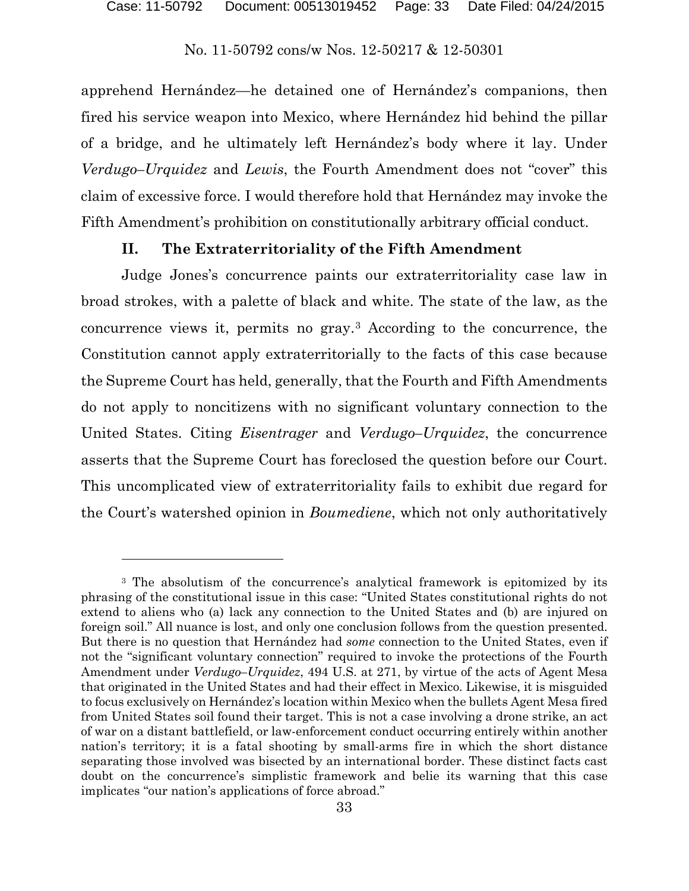apprehend Hernández—he detained one of Hernández's companions, then fired his service weapon into Mexico, where Hernández hid behind the pillar of a bridge, and he ultimately left Hernández's body where it lay. Under *Verdugo–Urquidez* and *Lewis*, the Fourth Amendment does not "cover" this claim of excessive force. I would therefore hold that Hernández may invoke the Fifth Amendment's prohibition on constitutionally arbitrary official conduct.

## II. The Extraterritoriality of the Fifth Amendment

Judge Jones's concurrence paints our extraterritoriality case law in broad strokes, with a palette of black and white. The state of the law, as the concurrence views it, permits no gray.[3] According to the concurrence, the Constitution cannot apply extraterritorially to the facts of this case because the Supreme Court has held, generally, that the Fourth and Fifth Amendments do not apply to noncitizens with no significant voluntary connection to the United States. Citing *Eisentrager* and *Verdugo–Urquidez*, the concurrence asserts that the Supreme Court has foreclosed the question before our Court. This uncomplicated view of extraterritoriality fails to exhibit due regard for the Court's watershed opinion in *Boumediene*, which not only authoritatively

---

[3] The absolutism of the concurrence's analytical framework is epitomized by its phrasing of the constitutional issue in this case: "United States constitutional rights do not extend to aliens who (a) lack any connection to the United States and (b) are injured on foreign soil." All nuance is lost, and only one conclusion follows from the question presented. But there is no question that Hernández had *some* connection to the United States, even if not the "significant voluntary connection" required to invoke the protections of the Fourth Amendment under *Verdugo–Urquidez*, 494 U.S. at 271, by virtue of the acts of Agent Mesa that originated in the United States and had their effect in Mexico. Likewise, it is misguided to focus exclusively on Hernández's location within Mexico when the bullets Agent Mesa fired from United States soil found their target. This is not a case involving a drone strike, an act of war on a distant battlefield, or law-enforcement conduct occurring entirely within another nation's territory; it is a fatal shooting by small-arms fire in which the short distance separating those involved was bisected by an international border. These distinct facts cast doubt on the concurrence's simplistic framework and belie its warning that this case implicates "our nation's applications of force abroad."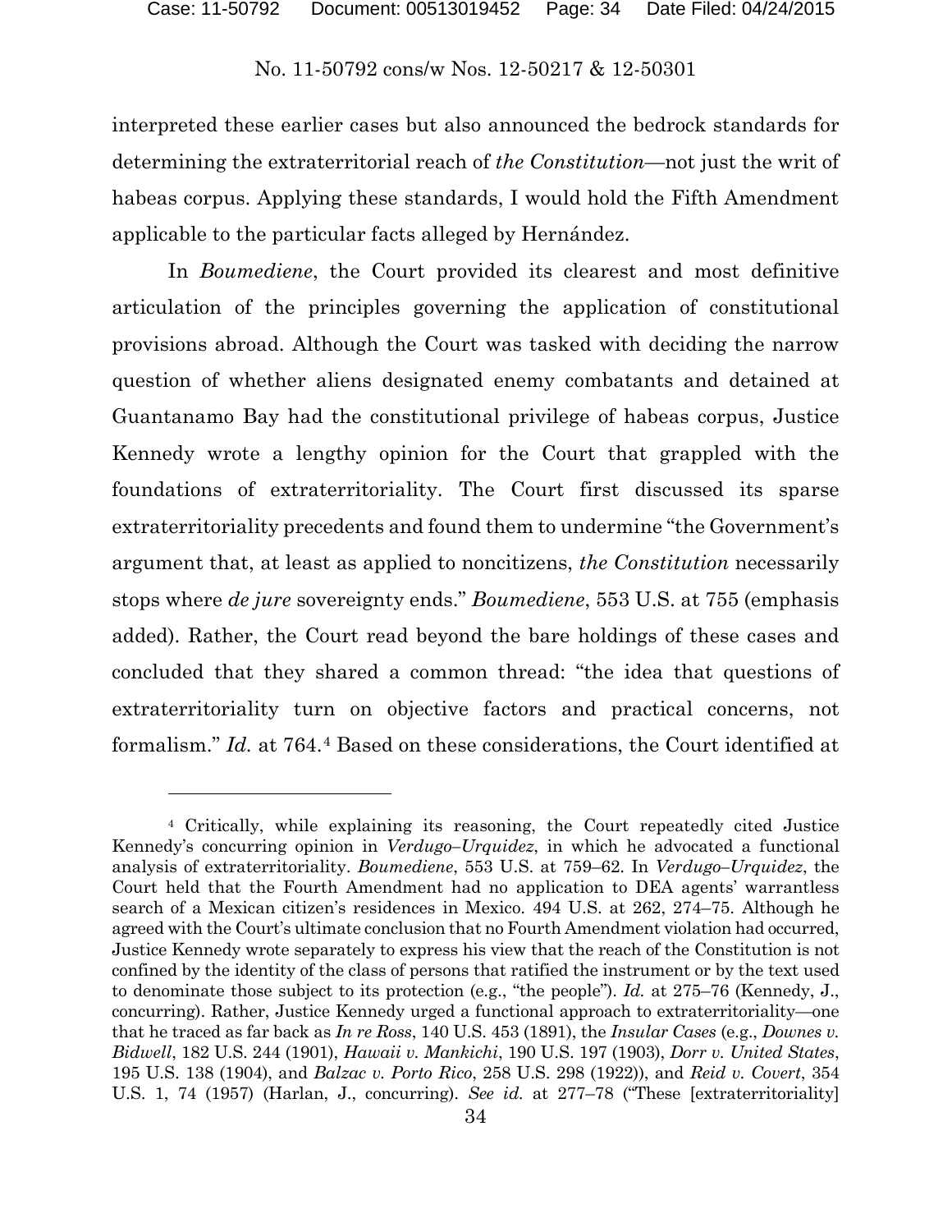interpreted these earlier cases but also announced the bedrock standards for determining the extraterritorial reach of *the Constitution*—not just the writ of habeas corpus. Applying these standards, I would hold the Fifth Amendment applicable to the particular facts alleged by Hernández.

In *Boumediene*, the Court provided its clearest and most definitive articulation of the principles governing the application of constitutional provisions abroad. Although the Court was tasked with deciding the narrow question of whether aliens designated enemy combatants and detained at Guantanamo Bay had the constitutional privilege of habeas corpus, Justice Kennedy wrote a lengthy opinion for the Court that grappled with the foundations of extraterritoriality. The Court first discussed its sparse extraterritoriality precedents and found them to undermine "the Government's argument that, at least as applied to noncitizens, *the Constitution* necessarily stops where *de jure* sovereignty ends." *Boumediene*, 553 U.S. at 755 (emphasis added). Rather, the Court read beyond the bare holdings of these cases and concluded that they shared a common thread: "the idea that questions of extraterritoriality turn on objective factors and practical concerns, not formalism." *Id.* at 764.[4] Based on these considerations, the Court identified at

[4] Critically, while explaining its reasoning, the Court repeatedly cited Justice Kennedy's concurring opinion in *Verdugo–Urquidez*, in which he advocated a functional analysis of extraterritoriality. *Boumediene*, 553 U.S. at 759–62. In *Verdugo–Urquidez*, the Court held that the Fourth Amendment had no application to DEA agents' warrantless search of a Mexican citizen's residences in Mexico. 494 U.S. at 262, 274–75. Although he agreed with the Court's ultimate conclusion that no Fourth Amendment violation had occurred, Justice Kennedy wrote separately to express his view that the reach of the Constitution is not confined by the identity of the class of persons that ratified the instrument or by the text used to denominate those subject to its protection (e.g., "the people"). *Id.* at 275–76 (Kennedy, J., concurring). Rather, Justice Kennedy urged a functional approach to extraterritoriality—one that he traced as far back as *In re Ross*, 140 U.S. 453 (1891), the *Insular Cases* (e.g., *Downes v. Bidwell*, 182 U.S. 244 (1901), *Hawaii v. Mankichi*, 190 U.S. 197 (1903), *Dorr v. United States*, 195 U.S. 138 (1904), and *Balzac v. Porto Rico*, 258 U.S. 298 (1922)), and *Reid v. Covert*, 354 U.S. 1, 74 (1957) (Harlan, J., concurring). *See id.* at 277–78 ("These [extraterritoriality]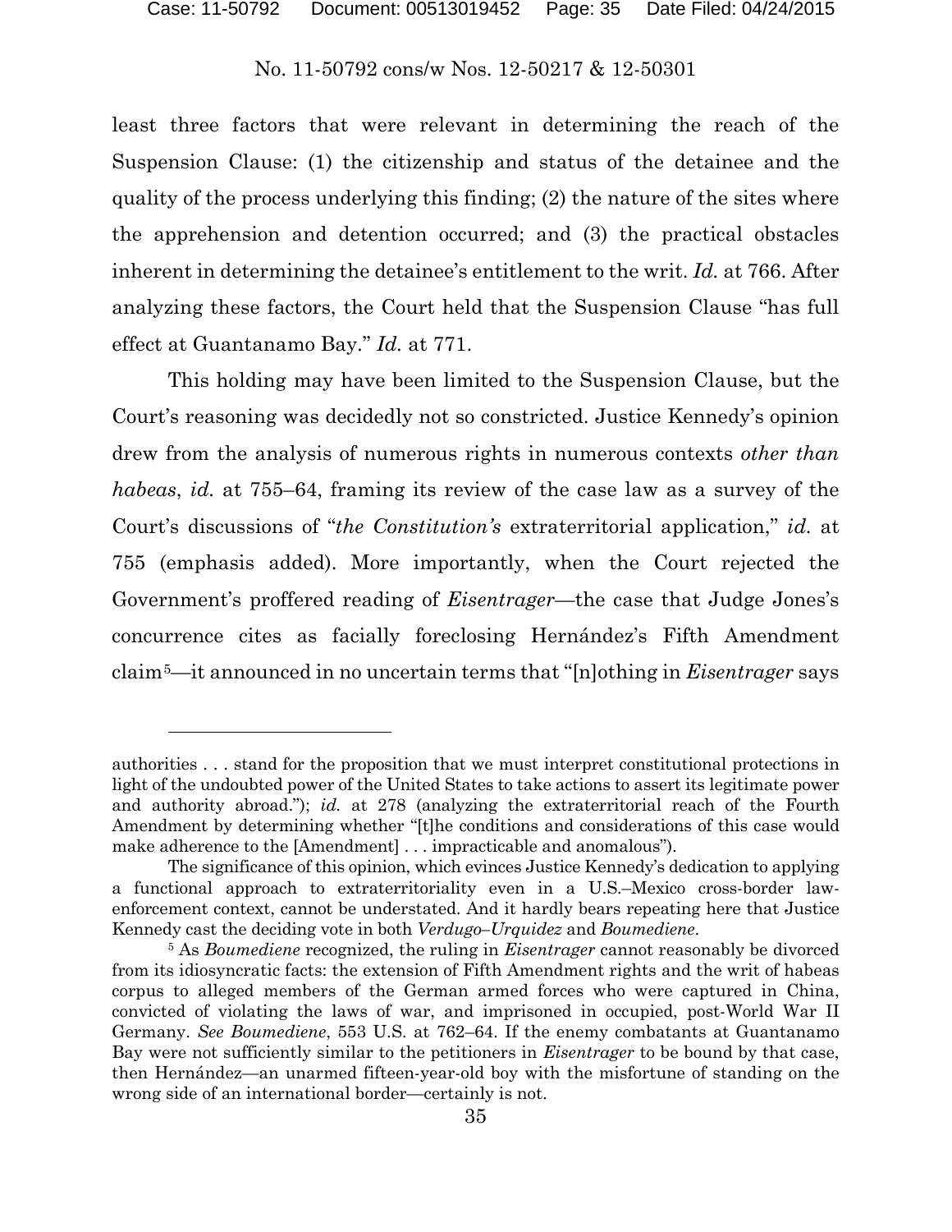least three factors that were relevant in determining the reach of the Suspension Clause: (1) the citizenship and status of the detainee and the quality of the process underlying this finding; (2) the nature of the sites where the apprehension and detention occurred; and (3) the practical obstacles inherent in determining the detainee's entitlement to the writ. *Id.* at 766. After analyzing these factors, the Court held that the Suspension Clause "has full effect at Guantanamo Bay." *Id.* at 771.

This holding may have been limited to the Suspension Clause, but the Court's reasoning was decidedly not so constricted. Justice Kennedy's opinion drew from the analysis of numerous rights in numerous contexts *other than habeas*, *id.* at 755–64, framing its review of the case law as a survey of the Court's discussions of "*the Constitution's* extraterritorial application," *id.* at 755 (emphasis added). More importantly, when the Court rejected the Government's proffered reading of *Eisentrager*—the case that Judge Jones's concurrence cites as facially foreclosing Hernández's Fifth Amendment claim[5]—it announced in no uncertain terms that "[n]othing in *Eisentrager* says

---

authorities . . . stand for the proposition that we must interpret constitutional protections in light of the undoubted power of the United States to take actions to assert its legitimate power and authority abroad."); *id.* at 278 (analyzing the extraterritorial reach of the Fourth Amendment by determining whether "[t]he conditions and considerations of this case would make adherence to the [Amendment] . . . impracticable and anomalous").

The significance of this opinion, which evinces Justice Kennedy's dedication to applying a functional approach to extraterritoriality even in a U.S.–Mexico cross-border law-enforcement context, cannot be understated. And it hardly bears repeating here that Justice Kennedy cast the deciding vote in both *Verdugo–Urquidez* and *Boumediene*.

[5] As *Boumediene* recognized, the ruling in *Eisentrager* cannot reasonably be divorced from its idiosyncratic facts: the extension of Fifth Amendment rights and the writ of habeas corpus to alleged members of the German armed forces who were captured in China, convicted of violating the laws of war, and imprisoned in occupied, post-World War II Germany. *See Boumediene*, 553 U.S. at 762–64. If the enemy combatants at Guantanamo Bay were not sufficiently similar to the petitioners in *Eisentrager* to be bound by that case, then Hernández—an unarmed fifteen-year-old boy with the misfortune of standing on the wrong side of an international border—certainly is not.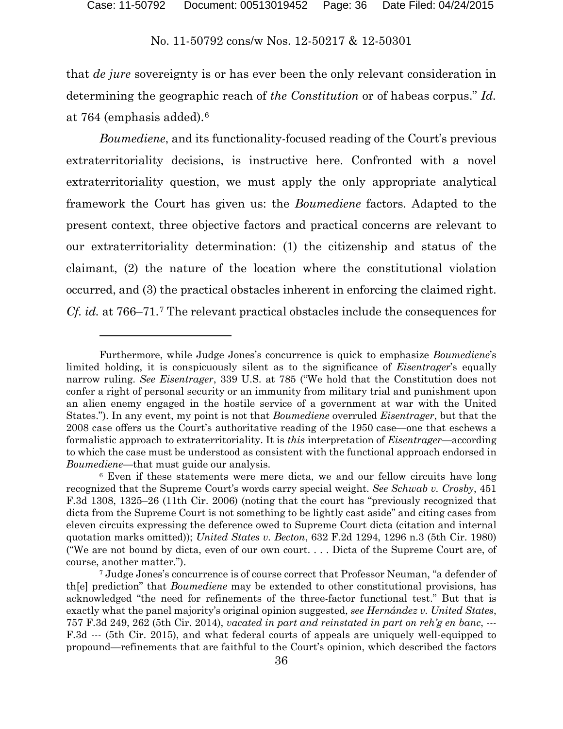that *de jure* sovereignty is or has ever been the only relevant consideration in determining the geographic reach of *the Constitution* or of habeas corpus." *Id.* at 764 (emphasis added).[6]

*Boumediene*, and its functionality-focused reading of the Court's previous extraterritoriality decisions, is instructive here. Confronted with a novel extraterritoriality question, we must apply the only appropriate analytical framework the Court has given us: the *Boumediene* factors. Adapted to the present context, three objective factors and practical concerns are relevant to our extraterritoriality determination: (1) the citizenship and status of the claimant, (2) the nature of the location where the constitutional violation occurred, and (3) the practical obstacles inherent in enforcing the claimed right. *Cf. id.* at 766–71.[7] The relevant practical obstacles include the consequences for

---

Furthermore, while Judge Jones's concurrence is quick to emphasize *Boumediene*'s limited holding, it is conspicuously silent as to the significance of *Eisentrager*'s equally narrow ruling. *See Eisentrager*, 339 U.S. at 785 ("We hold that the Constitution does not confer a right of personal security or an immunity from military trial and punishment upon an alien enemy engaged in the hostile service of a government at war with the United States."). In any event, my point is not that *Boumediene* overruled *Eisentrager*, but that the 2008 case offers us the Court's authoritative reading of the 1950 case—one that eschews a formalistic approach to extraterritoriality. It is *this* interpretation of *Eisentrager*—according to which the case must be understood as consistent with the functional approach endorsed in *Boumediene*—that must guide our analysis.

[6] Even if these statements were mere dicta, we and our fellow circuits have long recognized that the Supreme Court's words carry special weight. *See Schwab v. Crosby*, 451 F.3d 1308, 1325–26 (11th Cir. 2006) (noting that the court has "previously recognized that dicta from the Supreme Court is not something to be lightly cast aside" and citing cases from eleven circuits expressing the deference owed to Supreme Court dicta (citation and internal quotation marks omitted)); *United States v. Becton*, 632 F.2d 1294, 1296 n.3 (5th Cir. 1980) ("We are not bound by dicta, even of our own court. . . . Dicta of the Supreme Court are, of course, another matter.").

[7] Judge Jones's concurrence is of course correct that Professor Neuman, "a defender of th[e] prediction" that *Boumediene* may be extended to other constitutional provisions, has acknowledged "the need for refinements of the three-factor functional test." But that is exactly what the panel majority's original opinion suggested, *see Hernández v. United States*, 757 F.3d 249, 262 (5th Cir. 2014), *vacated in part and reinstated in part on reh'g en banc*, --- F.3d --- (5th Cir. 2015), and what federal courts of appeals are uniquely well-equipped to propound—refinements that are faithful to the Court's opinion, which described the factors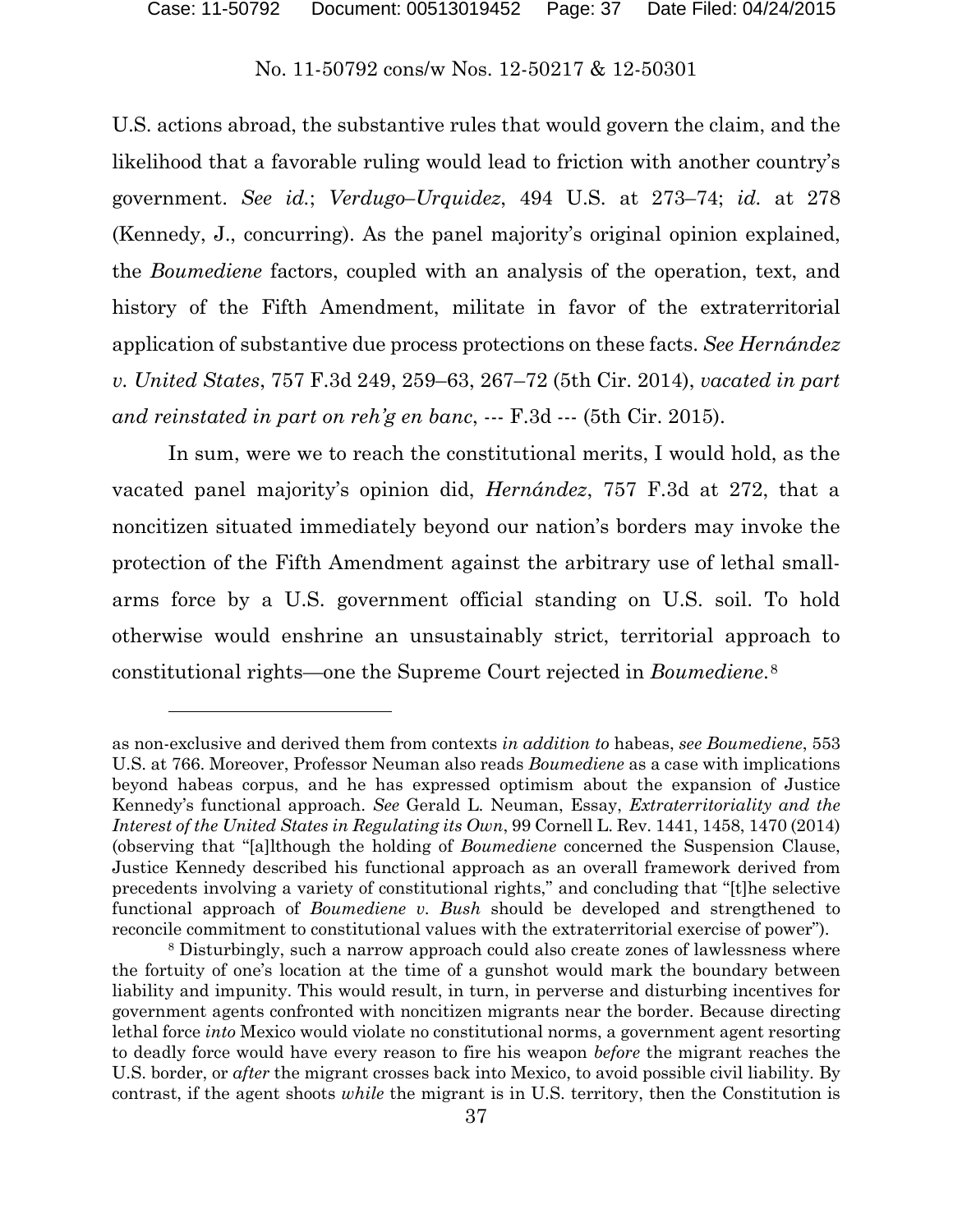U.S. actions abroad, the substantive rules that would govern the claim, and the likelihood that a favorable ruling would lead to friction with another country's government. *See id.*; *Verdugo–Urquidez*, 494 U.S. at 273–74; *id.* at 278 (Kennedy, J., concurring). As the panel majority's original opinion explained, the *Boumediene* factors, coupled with an analysis of the operation, text, and history of the Fifth Amendment, militate in favor of the extraterritorial application of substantive due process protections on these facts. *See Hernández v. United States*, 757 F.3d 249, 259–63, 267–72 (5th Cir. 2014), *vacated in part and reinstated in part on reh'g en banc*, --- F.3d --- (5th Cir. 2015).

In sum, were we to reach the constitutional merits, I would hold, as the vacated panel majority's opinion did, *Hernández*, 757 F.3d at 272, that a noncitizen situated immediately beyond our nation's borders may invoke the protection of the Fifth Amendment against the arbitrary use of lethal small-arms force by a U.S. government official standing on U.S. soil. To hold otherwise would enshrine an unsustainably strict, territorial approach to constitutional rights—one the Supreme Court rejected in *Boumediene*.[8]

---

as non-exclusive and derived them from contexts *in addition to* habeas, *see Boumediene*, 553 U.S. at 766. Moreover, Professor Neuman also reads *Boumediene* as a case with implications beyond habeas corpus, and he has expressed optimism about the expansion of Justice Kennedy's functional approach. *See* Gerald L. Neuman, Essay, *Extraterritoriality and the Interest of the United States in Regulating its Own*, 99 Cornell L. Rev. 1441, 1458, 1470 (2014) (observing that "[a]lthough the holding of *Boumediene* concerned the Suspension Clause, Justice Kennedy described his functional approach as an overall framework derived from precedents involving a variety of constitutional rights," and concluding that "[t]he selective functional approach of *Boumediene v. Bush* should be developed and strengthened to reconcile commitment to constitutional values with the extraterritorial exercise of power").

[8] Disturbingly, such a narrow approach could also create zones of lawlessness where the fortuity of one's location at the time of a gunshot would mark the boundary between liability and impunity. This would result, in turn, in perverse and disturbing incentives for government agents confronted with noncitizen migrants near the border. Because directing lethal force *into* Mexico would violate no constitutional norms, a government agent resorting to deadly force would have every reason to fire his weapon *before* the migrant reaches the U.S. border, or *after* the migrant crosses back into Mexico, to avoid possible civil liability. By contrast, if the agent shoots *while* the migrant is in U.S. territory, then the Constitution is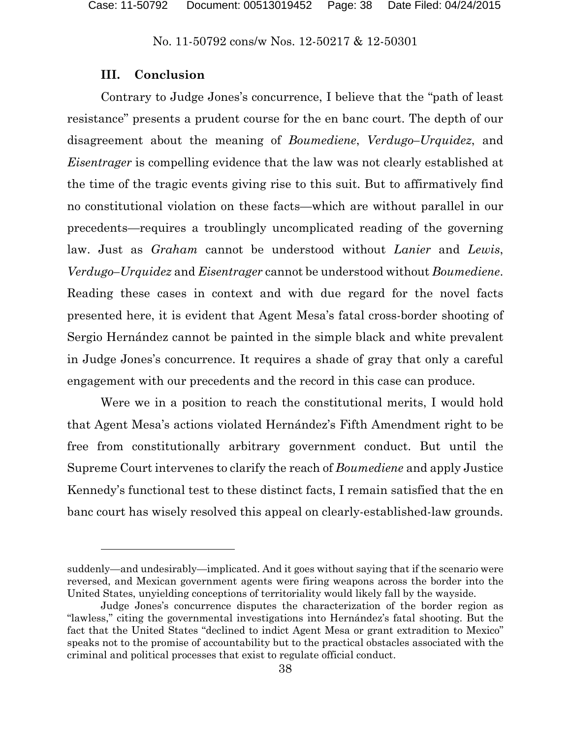### III. Conclusion

Contrary to Judge Jones's concurrence, I believe that the "path of least resistance" presents a prudent course for the en banc court. The depth of our disagreement about the meaning of *Boumediene*, *Verdugo–Urquidez*, and *Eisentrager* is compelling evidence that the law was not clearly established at the time of the tragic events giving rise to this suit. But to affirmatively find no constitutional violation on these facts—which are without parallel in our precedents—requires a troublingly uncomplicated reading of the governing law. Just as *Graham* cannot be understood without *Lanier* and *Lewis*, *Verdugo–Urquidez* and *Eisentrager* cannot be understood without *Boumediene*. Reading these cases in context and with due regard for the novel facts presented here, it is evident that Agent Mesa's fatal cross-border shooting of Sergio Hernández cannot be painted in the simple black and white prevalent in Judge Jones's concurrence. It requires a shade of gray that only a careful engagement with our precedents and the record in this case can produce.

Were we in a position to reach the constitutional merits, I would hold that Agent Mesa's actions violated Hernández's Fifth Amendment right to be free from constitutionally arbitrary government conduct. But until the Supreme Court intervenes to clarify the reach of *Boumediene* and apply Justice Kennedy's functional test to these distinct facts, I remain satisfied that the en banc court has wisely resolved this appeal on clearly-established-law grounds.

---

suddenly—and undesirably—implicated. And it goes without saying that if the scenario were reversed, and Mexican government agents were firing weapons across the border into the United States, unyielding conceptions of territoriality would likely fall by the wayside.

Judge Jones's concurrence disputes the characterization of the border region as "lawless," citing the governmental investigations into Hernández's fatal shooting. But the fact that the United States "declined to indict Agent Mesa or grant extradition to Mexico" speaks not to the promise of accountability but to the practical obstacles associated with the criminal and political processes that exist to regulate official conduct.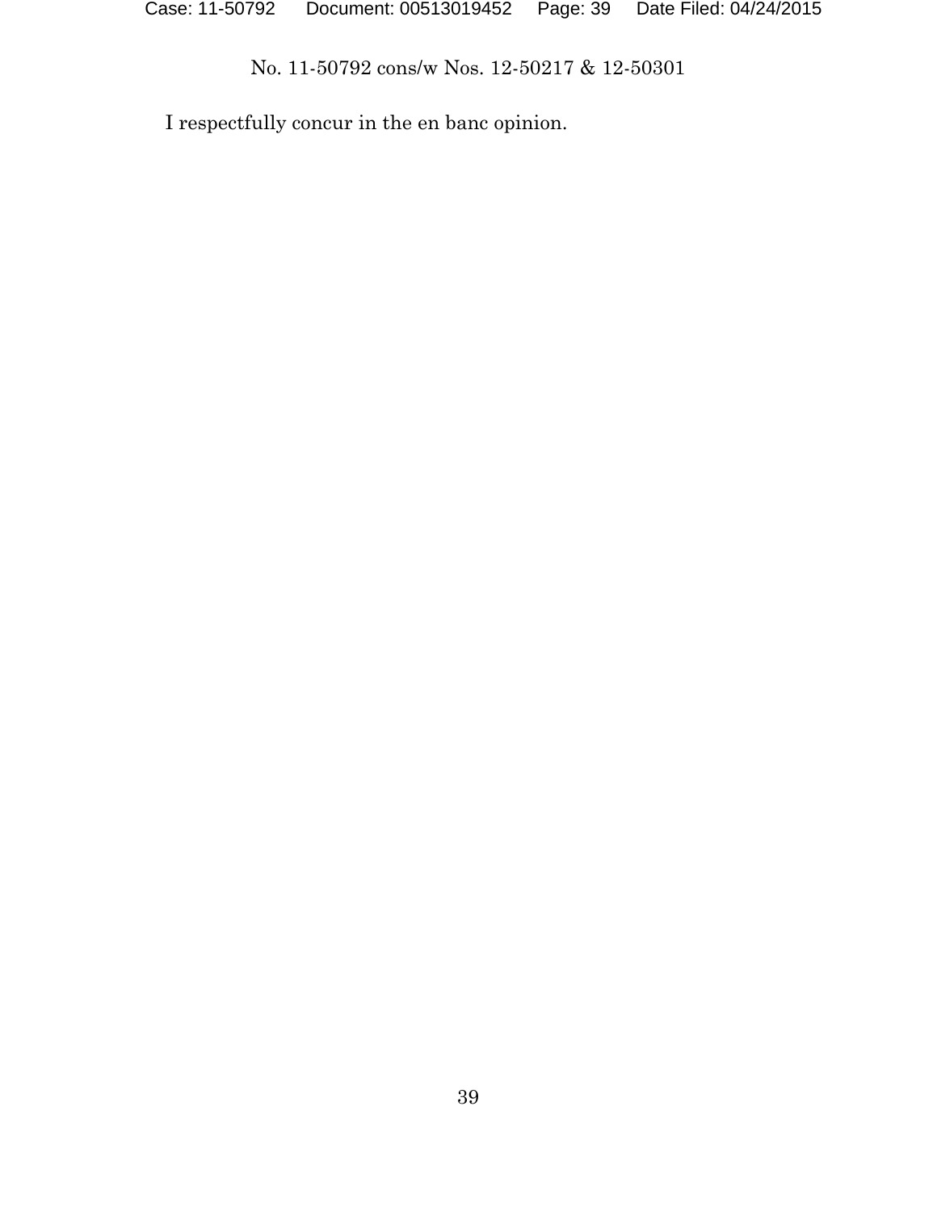I respectfully concur in the en banc opinion.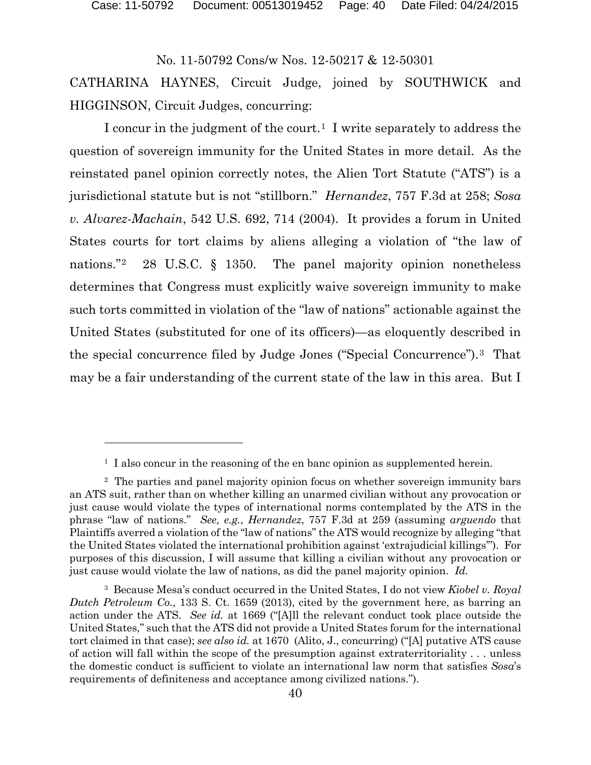No. 11-50792 Cons/w Nos. 12-50217 & 12-50301

CATHARINA HAYNES, Circuit Judge, joined by SOUTHWICK and HIGGINSON, Circuit Judges, concurring:

I concur in the judgment of the court.[1] I write separately to address the question of sovereign immunity for the United States in more detail. As the reinstated panel opinion correctly notes, the Alien Tort Statute ("ATS") is a jurisdictional statute but is not "stillborn." *Hernandez*, 757 F.3d at 258; *Sosa v. Alvarez-Machain*, 542 U.S. 692, 714 (2004). It provides a forum in United States courts for tort claims by aliens alleging a violation of "the law of nations."[2] 28 U.S.C. § 1350. The panel majority opinion nonetheless determines that Congress must explicitly waive sovereign immunity to make such torts committed in violation of the "law of nations" actionable against the United States (substituted for one of its officers)—as eloquently described in the special concurrence filed by Judge Jones ("Special Concurrence").[3] That may be a fair understanding of the current state of the law in this area. But I

---

[1] I also concur in the reasoning of the en banc opinion as supplemented herein.

[2] The parties and panel majority opinion focus on whether sovereign immunity bars an ATS suit, rather than on whether killing an unarmed civilian without any provocation or just cause would violate the types of international norms contemplated by the ATS in the phrase "law of nations." *See, e.g.*, *Hernandez*, 757 F.3d at 259 (assuming *arguendo* that Plaintiffs averred a violation of the "law of nations" the ATS would recognize by alleging "that the United States violated the international prohibition against 'extrajudicial killings'"). For purposes of this discussion, I will assume that killing a civilian without any provocation or just cause would violate the law of nations, as did the panel majority opinion. *Id.*

[3] Because Mesa's conduct occurred in the United States, I do not view *Kiobel v. Royal Dutch Petroleum Co.*, 133 S. Ct. 1659 (2013), cited by the government here, as barring an action under the ATS. *See id.* at 1669 ("[A]ll the relevant conduct took place outside the United States," such that the ATS did not provide a United States forum for the international tort claimed in that case); *see also id.* at 1670 (Alito, J., concurring) ("[A] putative ATS cause of action will fall within the scope of the presumption against extraterritoriality . . . unless the domestic conduct is sufficient to violate an international law norm that satisfies *Sosa*'s requirements of definiteness and acceptance among civilized nations.").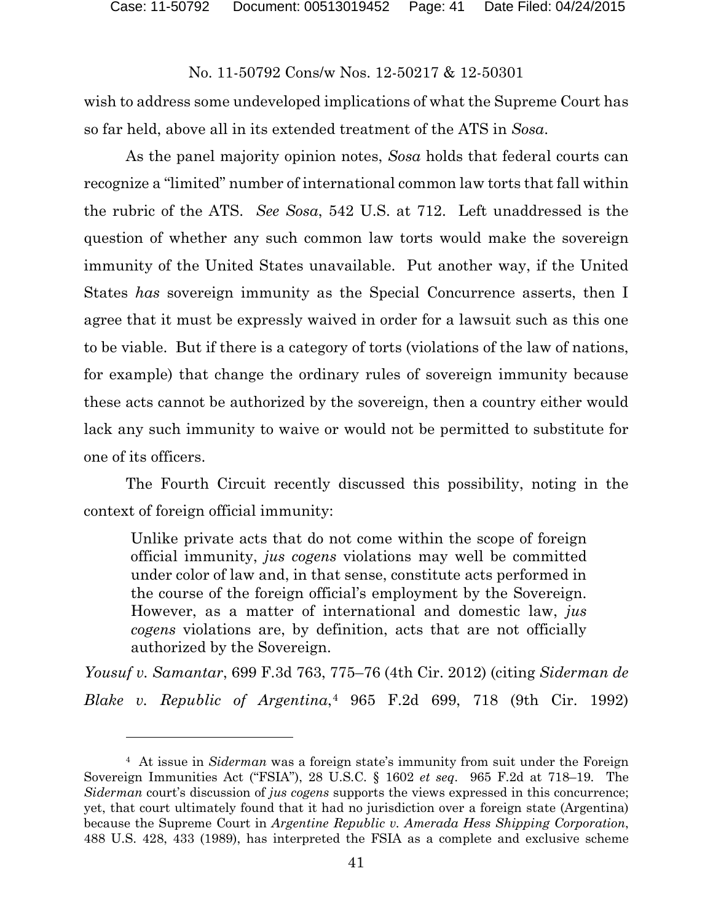wish to address some undeveloped implications of what the Supreme Court has so far held, above all in its extended treatment of the ATS in *Sosa*.

As the panel majority opinion notes, *Sosa* holds that federal courts can recognize a "limited" number of international common law torts that fall within the rubric of the ATS. *See Sosa*, 542 U.S. at 712. Left unaddressed is the question of whether any such common law torts would make the sovereign immunity of the United States unavailable. Put another way, if the United States *has* sovereign immunity as the Special Concurrence asserts, then I agree that it must be expressly waived in order for a lawsuit such as this one to be viable. But if there is a category of torts (violations of the law of nations, for example) that change the ordinary rules of sovereign immunity because these acts cannot be authorized by the sovereign, then a country either would lack any such immunity to waive or would not be permitted to substitute for one of its officers.

The Fourth Circuit recently discussed this possibility, noting in the context of foreign official immunity:

> Unlike private acts that do not come within the scope of foreign official immunity, *jus cogens* violations may well be committed under color of law and, in that sense, constitute acts performed in the course of the foreign official's employment by the Sovereign. However, as a matter of international and domestic law, *jus cogens* violations are, by definition, acts that are not officially authorized by the Sovereign.

*Yousuf v. Samantar*, 699 F.3d 763, 775–76 (4th Cir. 2012) (citing *Siderman de Blake v. Republic of Argentina*,[4] 965 F.2d 699, 718 (9th Cir. 1992)

[4] At issue in *Siderman* was a foreign state's immunity from suit under the Foreign Sovereign Immunities Act ("FSIA"), 28 U.S.C. § 1602 *et seq*. 965 F.2d at 718–19. The *Siderman* court's discussion of *jus cogens* supports the views expressed in this concurrence; yet, that court ultimately found that it had no jurisdiction over a foreign state (Argentina) because the Supreme Court in *Argentine Republic v. Amerada Hess Shipping Corporation*, 488 U.S. 428, 433 (1989), has interpreted the FSIA as a complete and exclusive scheme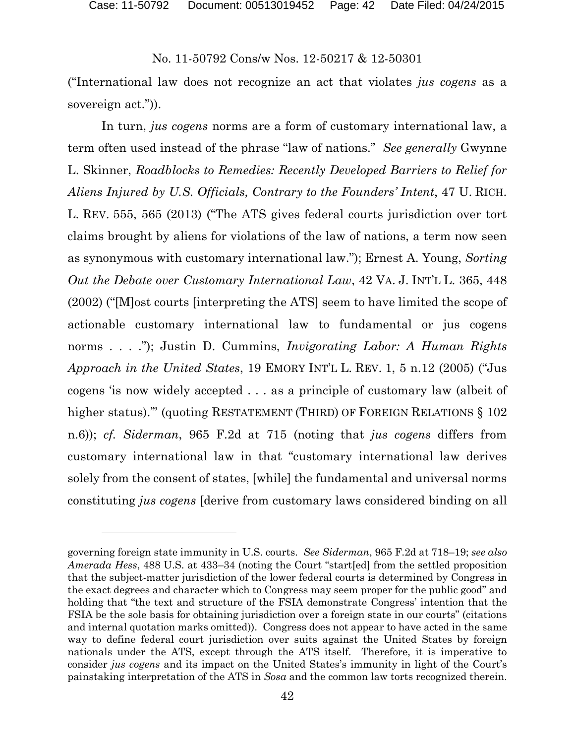("International law does not recognize an act that violates *jus cogens* as a sovereign act.")).

In turn, *jus cogens* norms are a form of customary international law, a term often used instead of the phrase "law of nations." *See generally* Gwynne L. Skinner, *Roadblocks to Remedies: Recently Developed Barriers to Relief for Aliens Injured by U.S. Officials, Contrary to the Founders' Intent*, 47 U. RICH. L. REV. 555, 565 (2013) ("The ATS gives federal courts jurisdiction over tort claims brought by aliens for violations of the law of nations, a term now seen as synonymous with customary international law."); Ernest A. Young, *Sorting Out the Debate over Customary International Law*, 42 VA. J. INT'L L. 365, 448 (2002) ("[M]ost courts [interpreting the ATS] seem to have limited the scope of actionable customary international law to fundamental or jus cogens norms . . . ."); Justin D. Cummins, *Invigorating Labor: A Human Rights Approach in the United States*, 19 EMORY INT'L L. REV. 1, 5 n.12 (2005) ("Jus cogens 'is now widely accepted . . . as a principle of customary law (albeit of higher status).'" (quoting RESTATEMENT (THIRD) OF FOREIGN RELATIONS § 102 n.6)); *cf. Siderman*, 965 F.2d at 715 (noting that *jus cogens* differs from customary international law in that "customary international law derives solely from the consent of states, [while] the fundamental and universal norms constituting *jus cogens* [derive from customary laws considered binding on all

---

governing foreign state immunity in U.S. courts. *See Siderman*, 965 F.2d at 718–19; *see also Amerada Hess*, 488 U.S. at 433–34 (noting the Court "start[ed] from the settled proposition that the subject-matter jurisdiction of the lower federal courts is determined by Congress in the exact degrees and character which to Congress may seem proper for the public good" and holding that "the text and structure of the FSIA demonstrate Congress' intention that the FSIA be the sole basis for obtaining jurisdiction over a foreign state in our courts" (citations and internal quotation marks omitted)). Congress does not appear to have acted in the same way to define federal court jurisdiction over suits against the United States by foreign nationals under the ATS, except through the ATS itself. Therefore, it is imperative to consider *jus cogens* and its impact on the United States's immunity in light of the Court's painstaking interpretation of the ATS in *Sosa* and the common law torts recognized therein.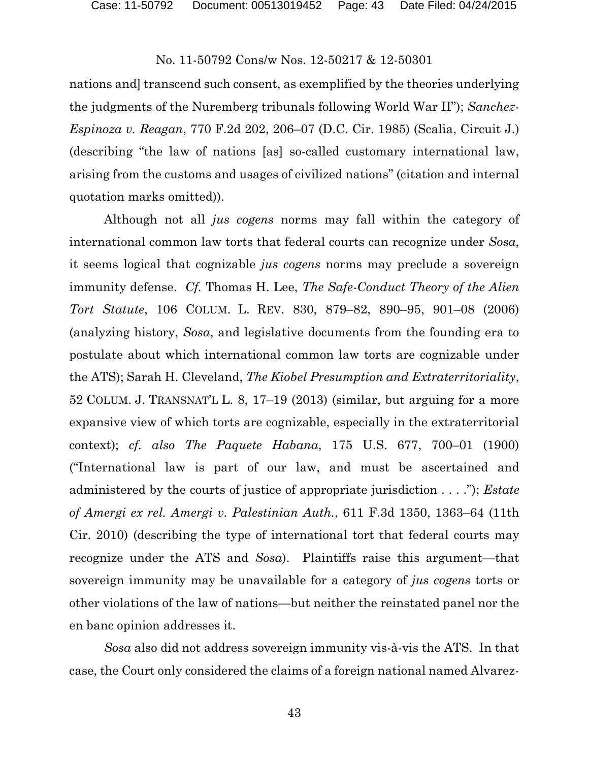nations and] transcend such consent, as exemplified by the theories underlying the judgments of the Nuremberg tribunals following World War II"); *Sanchez-Espinoza v. Reagan*, 770 F.2d 202, 206–07 (D.C. Cir. 1985) (Scalia, Circuit J.) (describing "the law of nations [as] so-called customary international law, arising from the customs and usages of civilized nations" (citation and internal quotation marks omitted)).

Although not all *jus cogens* norms may fall within the category of international common law torts that federal courts can recognize under *Sosa*, it seems logical that cognizable *jus cogens* norms may preclude a sovereign immunity defense. *Cf.* Thomas H. Lee, *The Safe-Conduct Theory of the Alien Tort Statute*, 106 COLUM. L. REV. 830, 879–82, 890–95, 901–08 (2006) (analyzing history, *Sosa*, and legislative documents from the founding era to postulate about which international common law torts are cognizable under the ATS); Sarah H. Cleveland, *The Kiobel Presumption and Extraterritoriality*, 52 COLUM. J. TRANSNAT'L L. 8, 17–19 (2013) (similar, but arguing for a more expansive view of which torts are cognizable, especially in the extraterritorial context); *cf. also The Paquete Habana*, 175 U.S. 677, 700–01 (1900) ("International law is part of our law, and must be ascertained and administered by the courts of justice of appropriate jurisdiction . . . ."); *Estate of Amergi ex rel. Amergi v. Palestinian Auth.*, 611 F.3d 1350, 1363–64 (11th Cir. 2010) (describing the type of international tort that federal courts may recognize under the ATS and *Sosa*). Plaintiffs raise this argument—that sovereign immunity may be unavailable for a category of *jus cogens* torts or other violations of the law of nations—but neither the reinstated panel nor the en banc opinion addresses it.

*Sosa* also did not address sovereign immunity vis-à-vis the ATS. In that case, the Court only considered the claims of a foreign national named Alvarez-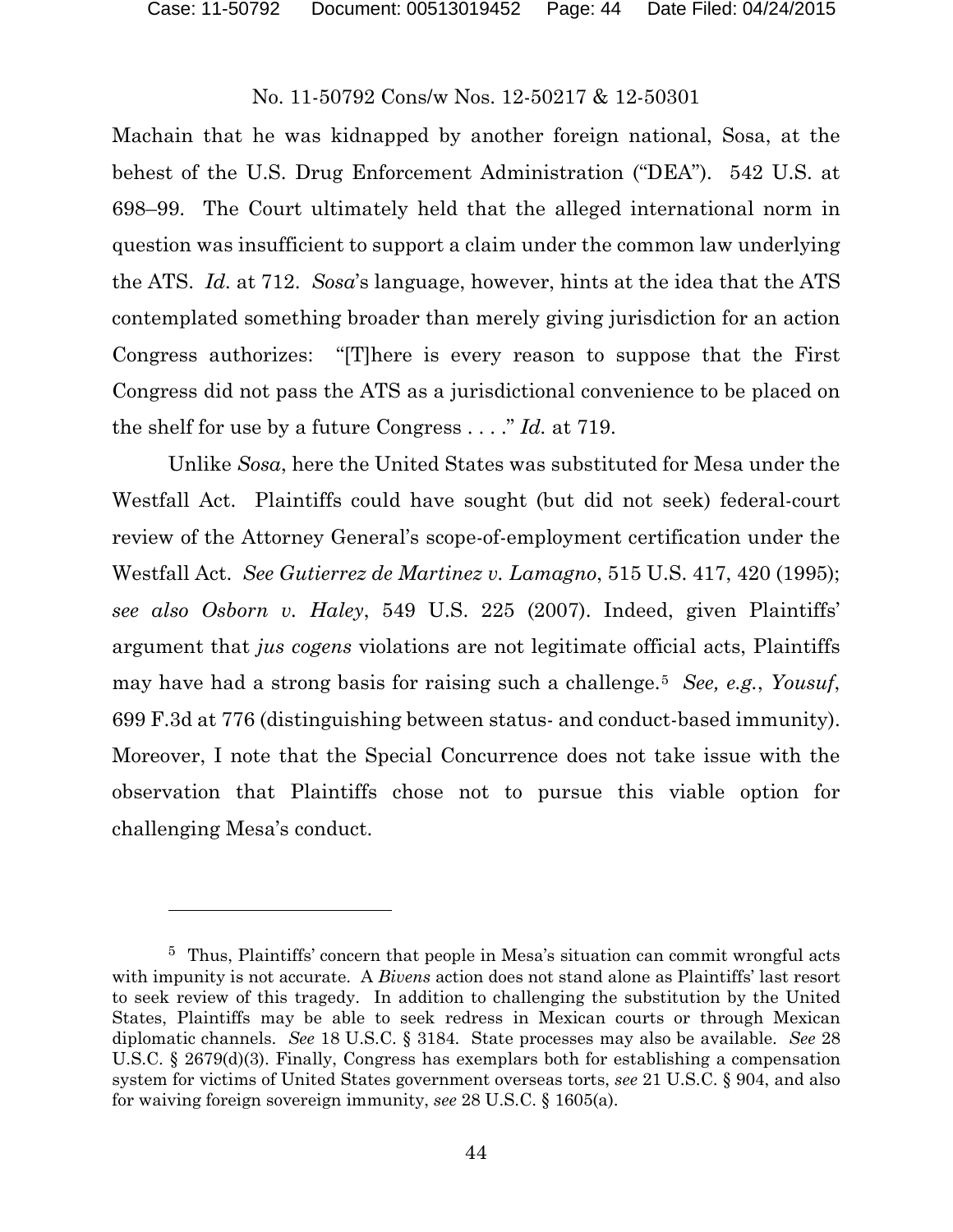Machain that he was kidnapped by another foreign national, Sosa, at the behest of the U.S. Drug Enforcement Administration ("DEA"). 542 U.S. at 698–99. The Court ultimately held that the alleged international norm in question was insufficient to support a claim under the common law underlying the ATS. *Id.* at 712. *Sosa*'s language, however, hints at the idea that the ATS contemplated something broader than merely giving jurisdiction for an action Congress authorizes: "[T]here is every reason to suppose that the First Congress did not pass the ATS as a jurisdictional convenience to be placed on the shelf for use by a future Congress . . . ." *Id.* at 719.

Unlike *Sosa*, here the United States was substituted for Mesa under the Westfall Act. Plaintiffs could have sought (but did not seek) federal-court review of the Attorney General's scope-of-employment certification under the Westfall Act. *See Gutierrez de Martinez v. Lamagno*, 515 U.S. 417, 420 (1995); *see also Osborn v. Haley*, 549 U.S. 225 (2007). Indeed, given Plaintiffs' argument that *jus cogens* violations are not legitimate official acts, Plaintiffs may have had a strong basis for raising such a challenge.[5] *See, e.g.*, *Yousuf*, 699 F.3d at 776 (distinguishing between status- and conduct-based immunity). Moreover, I note that the Special Concurrence does not take issue with the observation that Plaintiffs chose not to pursue this viable option for challenging Mesa's conduct.

---

[5] Thus, Plaintiffs' concern that people in Mesa's situation can commit wrongful acts with impunity is not accurate. A *Bivens* action does not stand alone as Plaintiffs' last resort to seek review of this tragedy. In addition to challenging the substitution by the United States, Plaintiffs may be able to seek redress in Mexican courts or through Mexican diplomatic channels. *See* 18 U.S.C. § 3184. State processes may also be available. *See* 28 U.S.C. § 2679(d)(3). Finally, Congress has exemplars both for establishing a compensation system for victims of United States government overseas torts, *see* 21 U.S.C. § 904, and also for waiving foreign sovereign immunity, *see* 28 U.S.C. § 1605(a).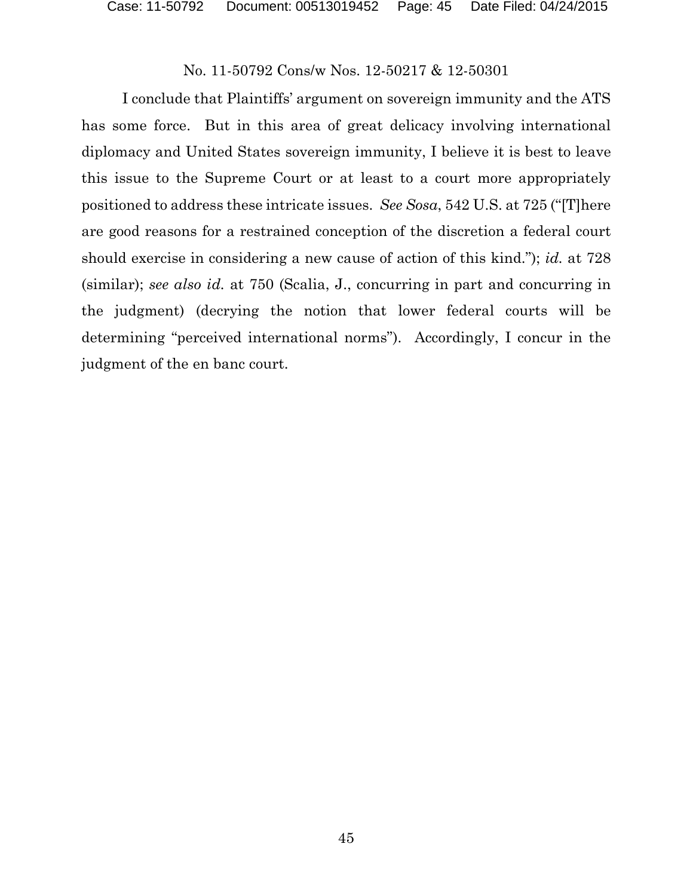I conclude that Plaintiffs' argument on sovereign immunity and the ATS has some force. But in this area of great delicacy involving international diplomacy and United States sovereign immunity, I believe it is best to leave this issue to the Supreme Court or at least to a court more appropriately positioned to address these intricate issues. *See Sosa*, 542 U.S. at 725 ("[T]here are good reasons for a restrained conception of the discretion a federal court should exercise in considering a new cause of action of this kind."); *id.* at 728 (similar); *see also id.* at 750 (Scalia, J., concurring in part and concurring in the judgment) (decrying the notion that lower federal courts will be determining "perceived international norms"). Accordingly, I concur in the judgment of the en banc court.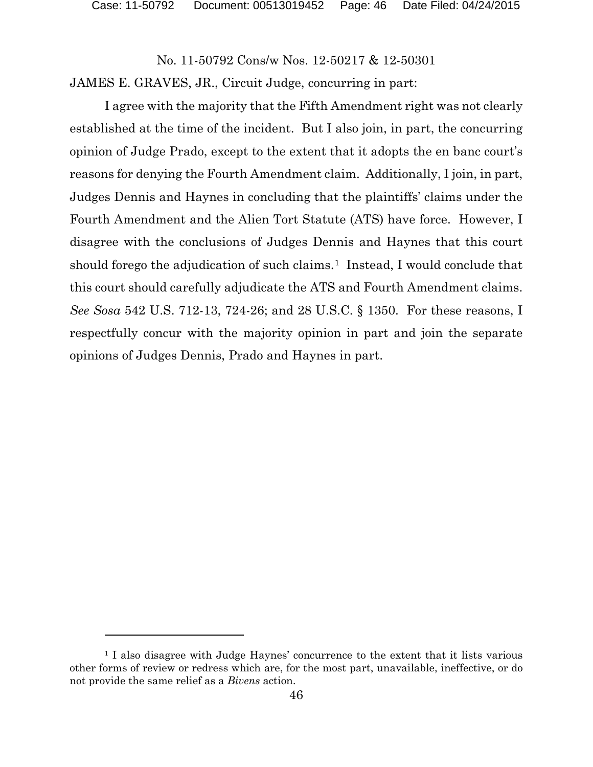No. 11-50792 Cons/w Nos. 12-50217 & 12-50301

JAMES E. GRAVES, JR., Circuit Judge, concurring in part:

I agree with the majority that the Fifth Amendment right was not clearly established at the time of the incident. But I also join, in part, the concurring opinion of Judge Prado, except to the extent that it adopts the en banc court's reasons for denying the Fourth Amendment claim. Additionally, I join, in part, Judges Dennis and Haynes in concluding that the plaintiffs' claims under the Fourth Amendment and the Alien Tort Statute (ATS) have force. However, I disagree with the conclusions of Judges Dennis and Haynes that this court should forego the adjudication of such claims.[1] Instead, I would conclude that this court should carefully adjudicate the ATS and Fourth Amendment claims. *See Sosa* 542 U.S. 712-13, 724-26; and 28 U.S.C. § 1350. For these reasons, I respectfully concur with the majority opinion in part and join the separate opinions of Judges Dennis, Prado and Haynes in part.

---

[1] I also disagree with Judge Haynes' concurrence to the extent that it lists various other forms of review or redress which are, for the most part, unavailable, ineffective, or do not provide the same relief as a *Bivens* action.